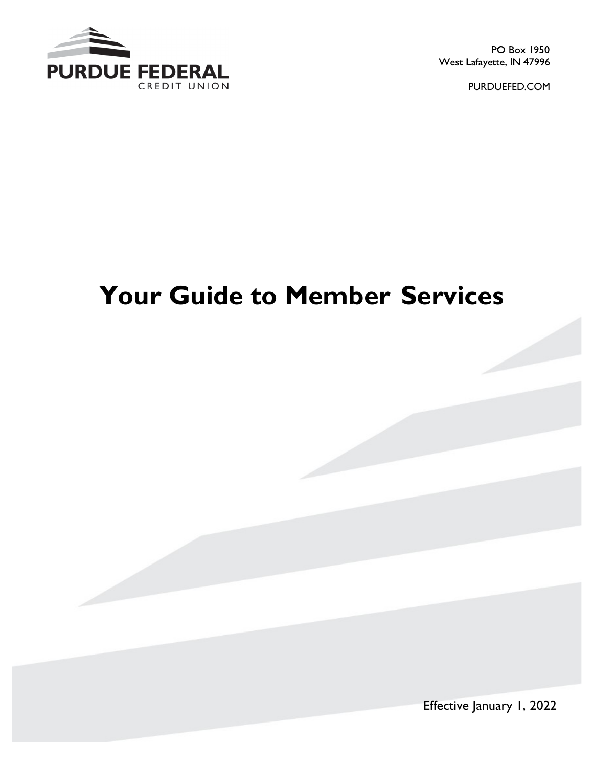PURDUE FEDERAL
CREDIT UNION

PO Box 1950
West Lafayette, IN 47996

PURDUEFED.COM

# Your Guide to Member Services

Effective January 1, 2022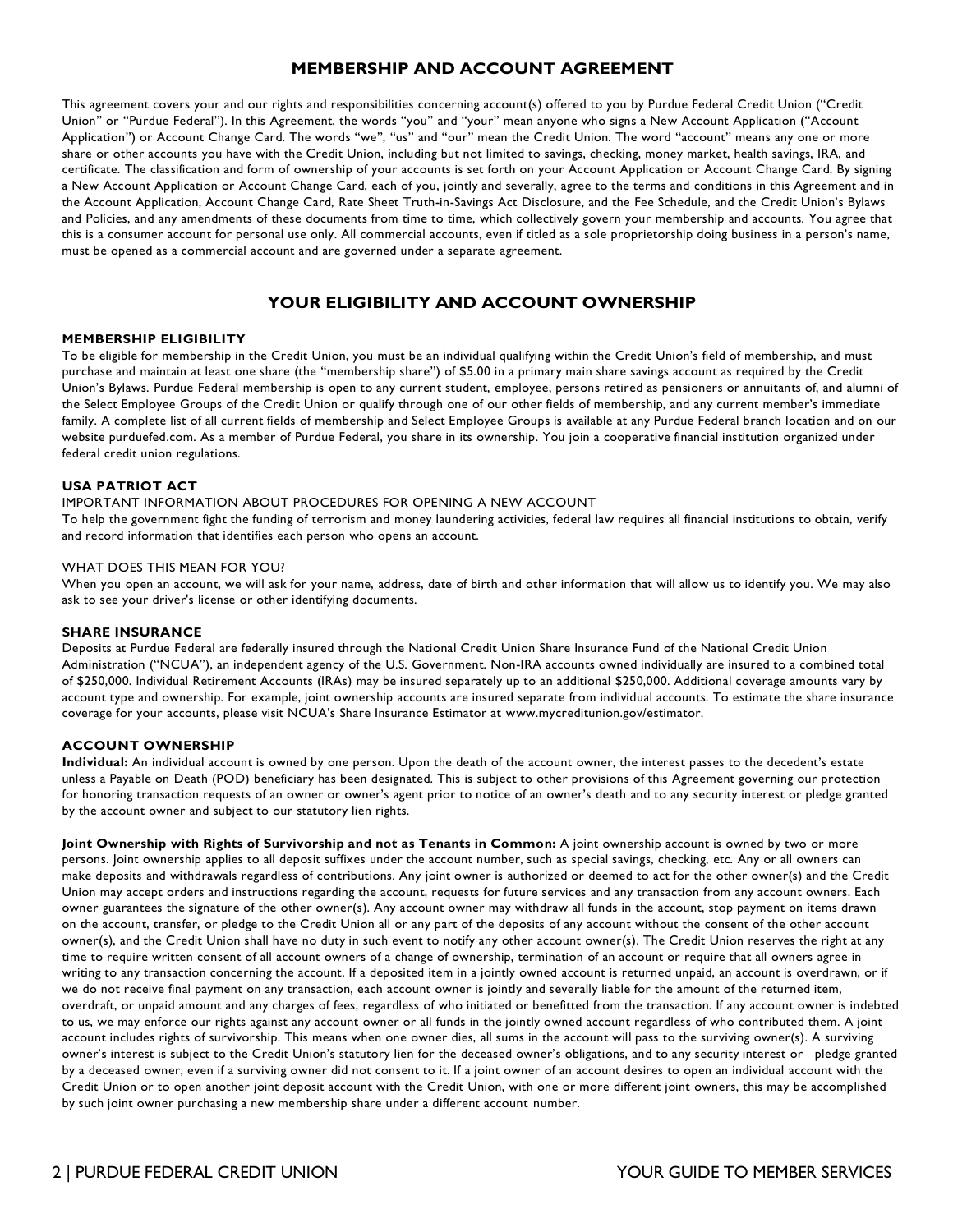# MEMBERSHIP AND ACCOUNT AGREEMENT

This agreement covers your and our rights and responsibilities concerning account(s) offered to you by Purdue Federal Credit Union ("Credit Union" or "Purdue Federal"). In this Agreement, the words "you" and "your" mean anyone who signs a New Account Application ("Account Application") or Account Change Card. The words "we", "us" and "our" mean the Credit Union. The word "account" means any one or more share or other accounts you have with the Credit Union, including but not limited to savings, checking, money market, health savings, IRA, and certificate. The classification and form of ownership of your accounts is set forth on your Account Application or Account Change Card. By signing a New Account Application or Account Change Card, each of you, jointly and severally, agree to the terms and conditions in this Agreement and in the Account Application, Account Change Card, Rate Sheet Truth-in-Savings Act Disclosure, and the Fee Schedule, and the Credit Union's Bylaws and Policies, and any amendments of these documents from time to time, which collectively govern your membership and accounts. You agree that this is a consumer account for personal use only. All commercial accounts, even if titled as a sole proprietorship doing business in a person's name, must be opened as a commercial account and are governed under a separate agreement.

# YOUR ELIGIBILITY AND ACCOUNT OWNERSHIP

## MEMBERSHIP ELIGIBILITY

To be eligible for membership in the Credit Union, you must be an individual qualifying within the Credit Union's field of membership, and must purchase and maintain at least one share (the "membership share") of $5.00 in a primary main share savings account as required by the Credit Union's Bylaws. Purdue Federal membership is open to any current student, employee, persons retired as pensioners or annuitants of, and alumni of the Select Employee Groups of the Credit Union or qualify through one of our other fields of membership, and any current member's immediate family. A complete list of all current fields of membership and Select Employee Groups is available at any Purdue Federal branch location and on our website purduefed.com. As a member of Purdue Federal, you share in its ownership. You join a cooperative financial institution organized under federal credit union regulations.

## USA PATRIOT ACT

IMPORTANT INFORMATION ABOUT PROCEDURES FOR OPENING A NEW ACCOUNT

To help the government fight the funding of terrorism and money laundering activities, federal law requires all financial institutions to obtain, verify and record information that identifies each person who opens an account.

WHAT DOES THIS MEAN FOR YOU?

When you open an account, we will ask for your name, address, date of birth and other information that will allow us to identify you. We may also ask to see your driver's license or other identifying documents.

## SHARE INSURANCE

Deposits at Purdue Federal are federally insured through the National Credit Union Share Insurance Fund of the National Credit Union Administration ("NCUA"), an independent agency of the U.S. Government. Non-IRA accounts owned individually are insured to a combined total of $250,000. Individual Retirement Accounts (IRAs) may be insured separately up to an additional $250,000. Additional coverage amounts vary by account type and ownership. For example, joint ownership accounts are insured separate from individual accounts. To estimate the share insurance coverage for your accounts, please visit NCUA's Share Insurance Estimator at www.mycreditunion.gov/estimator.

## ACCOUNT OWNERSHIP

**Individual:** An individual account is owned by one person. Upon the death of the account owner, the interest passes to the decedent's estate unless a Payable on Death (POD) beneficiary has been designated. This is subject to other provisions of this Agreement governing our protection for honoring transaction requests of an owner or owner's agent prior to notice of an owner's death and to any security interest or pledge granted by the account owner and subject to our statutory lien rights.

**Joint Ownership with Rights of Survivorship and not as Tenants in Common:** A joint ownership account is owned by two or more persons. Joint ownership applies to all deposit suffixes under the account number, such as special savings, checking, etc. Any or all owners can make deposits and withdrawals regardless of contributions. Any joint owner is authorized or deemed to act for the other owner(s) and the Credit Union may accept orders and instructions regarding the account, requests for future services and any transaction from any account owners. Each owner guarantees the signature of the other owner(s). Any account owner may withdraw all funds in the account, stop payment on items drawn on the account, transfer, or pledge to the Credit Union all or any part of the deposits of any account without the consent of the other account owner(s), and the Credit Union shall have no duty in such event to notify any other account owner(s). The Credit Union reserves the right at any time to require written consent of all account owners of a change of ownership, termination of an account or require that all owners agree in writing to any transaction concerning the account. If a deposited item in a jointly owned account is returned unpaid, an account is overdrawn, or if we do not receive final payment on any transaction, each account owner is jointly and severally liable for the amount of the returned item, overdraft, or unpaid amount and any charges of fees, regardless of who initiated or benefitted from the transaction. If any account owner is indebted to us, we may enforce our rights against any account owner or all funds in the jointly owned account regardless of who contributed them. A joint account includes rights of survivorship. This means when one owner dies, all sums in the account will pass to the surviving owner(s). A surviving owner's interest is subject to the Credit Union's statutory lien for the deceased owner's obligations, and to any security interest or pledge granted by a deceased owner, even if a surviving owner did not consent to it. If a joint owner of an account desires to open an individual account with the Credit Union or to open another joint deposit account with the Credit Union, with one or more different joint owners, this may be accomplished by such joint owner purchasing a new membership share under a different account number.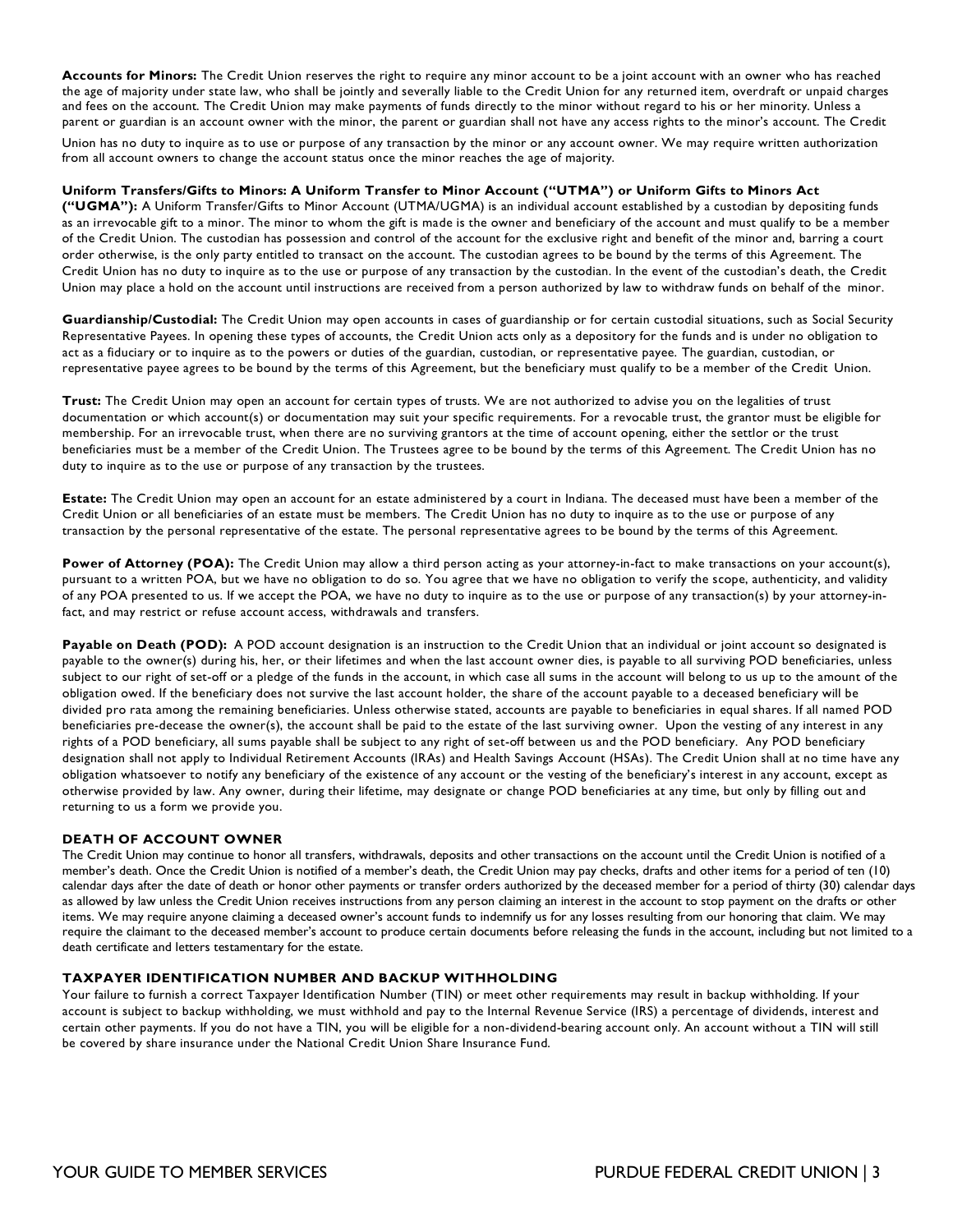**Accounts for Minors:** The Credit Union reserves the right to require any minor account to be a joint account with an owner who has reached the age of majority under state law, who shall be jointly and severally liable to the Credit Union for any returned item, overdraft or unpaid charges and fees on the account. The Credit Union may make payments of funds directly to the minor without regard to his or her minority. Unless a parent or guardian is an account owner with the minor, the parent or guardian shall not have any access rights to the minor's account. The Credit Union has no duty to inquire as to use or purpose of any transaction by the minor or any account owner. We may require written authorization from all account owners to change the account status once the minor reaches the age of majority.

**Uniform Transfers/Gifts to Minors: A Uniform Transfer to Minor Account ("UTMA") or Uniform Gifts to Minors Act ("UGMA"):** A Uniform Transfer/Gifts to Minor Account (UTMA/UGMA) is an individual account established by a custodian by depositing funds as an irrevocable gift to a minor. The minor to whom the gift is made is the owner and beneficiary of the account and must qualify to be a member of the Credit Union. The custodian has possession and control of the account for the exclusive right and benefit of the minor and, barring a court order otherwise, is the only party entitled to transact on the account. The custodian agrees to be bound by the terms of this Agreement. The Credit Union has no duty to inquire as to the use or purpose of any transaction by the custodian. In the event of the custodian's death, the Credit Union may place a hold on the account until instructions are received from a person authorized by law to withdraw funds on behalf of the minor.

**Guardianship/Custodial:** The Credit Union may open accounts in cases of guardianship or for certain custodial situations, such as Social Security Representative Payees. In opening these types of accounts, the Credit Union acts only as a depository for the funds and is under no obligation to act as a fiduciary or to inquire as to the powers or duties of the guardian, custodian, or representative payee. The guardian, custodian, or representative payee agrees to be bound by the terms of this Agreement, but the beneficiary must qualify to be a member of the Credit Union.

**Trust:** The Credit Union may open an account for certain types of trusts. We are not authorized to advise you on the legalities of trust documentation or which account(s) or documentation may suit your specific requirements. For a revocable trust, the grantor must be eligible for membership. For an irrevocable trust, when there are no surviving grantors at the time of account opening, either the settlor or the trust beneficiaries must be a member of the Credit Union. The Trustees agree to be bound by the terms of this Agreement. The Credit Union has no duty to inquire as to the use or purpose of any transaction by the trustees.

**Estate:** The Credit Union may open an account for an estate administered by a court in Indiana. The deceased must have been a member of the Credit Union or all beneficiaries of an estate must be members. The Credit Union has no duty to inquire as to the use or purpose of any transaction by the personal representative of the estate. The personal representative agrees to be bound by the terms of this Agreement.

**Power of Attorney (POA):** The Credit Union may allow a third person acting as your attorney-in-fact to make transactions on your account(s), pursuant to a written POA, but we have no obligation to do so. You agree that we have no obligation to verify the scope, authenticity, and validity of any POA presented to us. If we accept the POA, we have no duty to inquire as to the use or purpose of any transaction(s) by your attorney-in-fact, and may restrict or refuse account access, withdrawals and transfers.

**Payable on Death (POD):** A POD account designation is an instruction to the Credit Union that an individual or joint account so designated is payable to the owner(s) during his, her, or their lifetimes and when the last account owner dies, is payable to all surviving POD beneficiaries, unless subject to our right of set-off or a pledge of the funds in the account, in which case all sums in the account will belong to us up to the amount of the obligation owed. If the beneficiary does not survive the last account holder, the share of the account payable to a deceased beneficiary will be divided pro rata among the remaining beneficiaries. Unless otherwise stated, accounts are payable to beneficiaries in equal shares. If all named POD beneficiaries pre-decease the owner(s), the account shall be paid to the estate of the last surviving owner. Upon the vesting of any interest in any rights of a POD beneficiary, all sums payable shall be subject to any right of set-off between us and the POD beneficiary. Any POD beneficiary designation shall not apply to Individual Retirement Accounts (IRAs) and Health Savings Account (HSAs). The Credit Union shall at no time have any obligation whatsoever to notify any beneficiary of the existence of any account or the vesting of the beneficiary's interest in any account, except as otherwise provided by law. Any owner, during their lifetime, may designate or change POD beneficiaries at any time, but only by filling out and returning to us a form we provide you.

## DEATH OF ACCOUNT OWNER

The Credit Union may continue to honor all transfers, withdrawals, deposits and other transactions on the account until the Credit Union is notified of a member's death. Once the Credit Union is notified of a member's death, the Credit Union may pay checks, drafts and other items for a period of ten (10) calendar days after the date of death or honor other payments or transfer orders authorized by the deceased member for a period of thirty (30) calendar days as allowed by law unless the Credit Union receives instructions from any person claiming an interest in the account to stop payment on the drafts or other items. We may require anyone claiming a deceased owner's account funds to indemnify us for any losses resulting from our honoring that claim. We may require the claimant to the deceased member's account to produce certain documents before releasing the funds in the account, including but not limited to a death certificate and letters testamentary for the estate.

## TAXPAYER IDENTIFICATION NUMBER AND BACKUP WITHHOLDING

Your failure to furnish a correct Taxpayer Identification Number (TIN) or meet other requirements may result in backup withholding. If your account is subject to backup withholding, we must withhold and pay to the Internal Revenue Service (IRS) a percentage of dividends, interest and certain other payments. If you do not have a TIN, you will be eligible for a non-dividend-bearing account only. An account without a TIN will still be covered by share insurance under the National Credit Union Share Insurance Fund.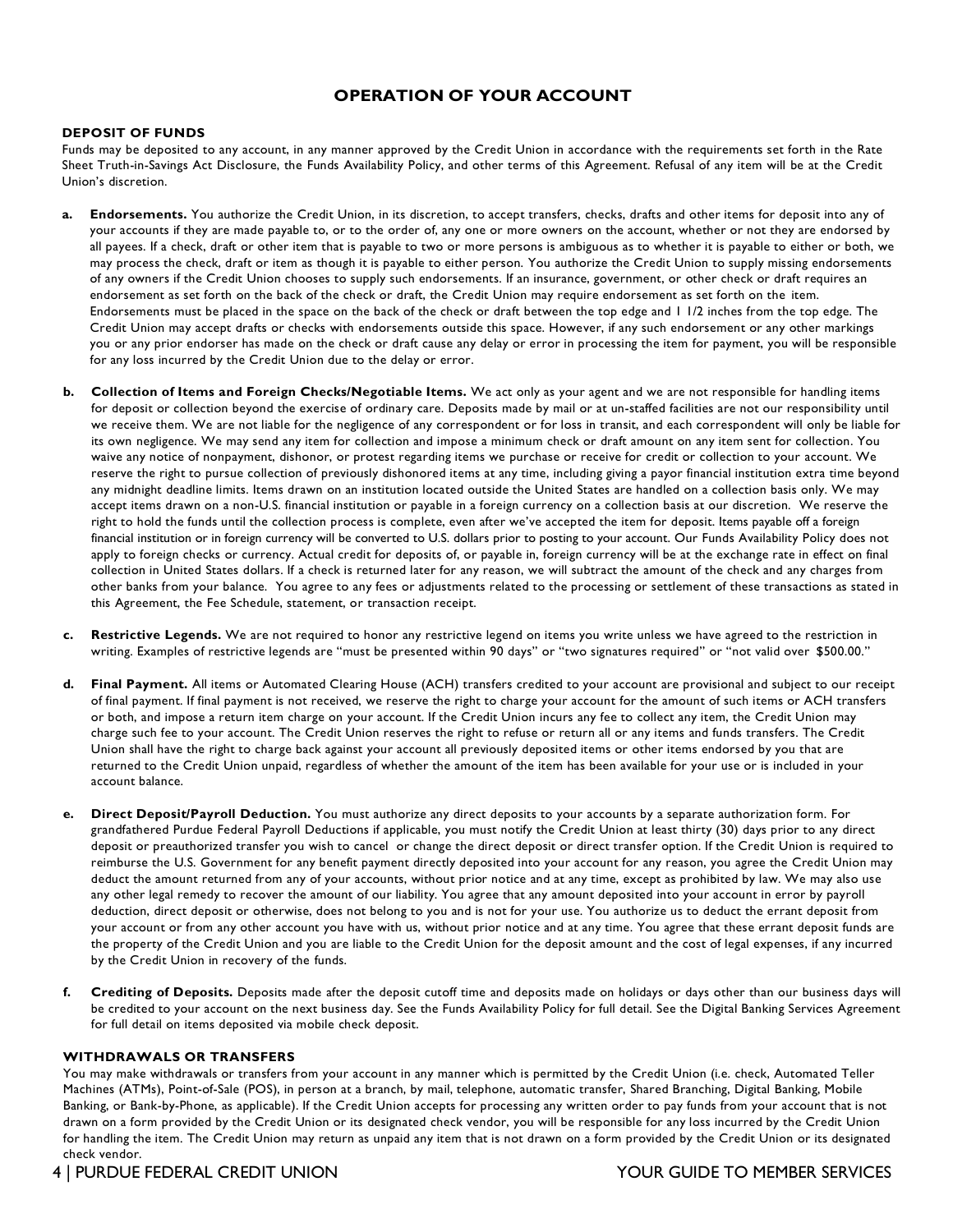## OPERATION OF YOUR ACCOUNT

### DEPOSIT OF FUNDS

Funds may be deposited to any account, in any manner approved by the Credit Union in accordance with the requirements set forth in the Rate Sheet Truth-in-Savings Act Disclosure, the Funds Availability Policy, and other terms of this Agreement. Refusal of any item will be at the Credit Union's discretion.

**a. Endorsements.** You authorize the Credit Union, in its discretion, to accept transfers, checks, drafts and other items for deposit into any of your accounts if they are made payable to, or to the order of, any one or more owners on the account, whether or not they are endorsed by all payees. If a check, draft or other item that is payable to two or more persons is ambiguous as to whether it is payable to either or both, we may process the check, draft or item as though it is payable to either person. You authorize the Credit Union to supply missing endorsements of any owners if the Credit Union chooses to supply such endorsements. If an insurance, government, or other check or draft requires an endorsement as set forth on the back of the check or draft, the Credit Union may require endorsement as set forth on the item. Endorsements must be placed in the space on the back of the check or draft between the top edge and 1 1/2 inches from the top edge. The Credit Union may accept drafts or checks with endorsements outside this space. However, if any such endorsement or any other markings you or any prior endorser has made on the check or draft cause any delay or error in processing the item for payment, you will be responsible for any loss incurred by the Credit Union due to the delay or error.

**b. Collection of Items and Foreign Checks/Negotiable Items.** We act only as your agent and we are not responsible for handling items for deposit or collection beyond the exercise of ordinary care. Deposits made by mail or at un-staffed facilities are not our responsibility until we receive them. We are not liable for the negligence of any correspondent or for loss in transit, and each correspondent will only be liable for its own negligence. We may send any item for collection and impose a minimum check or draft amount on any item sent for collection. You waive any notice of nonpayment, dishonor, or protest regarding items we purchase or receive for credit or collection to your account. We reserve the right to pursue collection of previously dishonored items at any time, including giving a payor financial institution extra time beyond any midnight deadline limits. Items drawn on an institution located outside the United States are handled on a collection basis only. We may accept items drawn on a non-U.S. financial institution or payable in a foreign currency on a collection basis at our discretion. We reserve the right to hold the funds until the collection process is complete, even after we've accepted the item for deposit. Items payable off a foreign financial institution or in foreign currency will be converted to U.S. dollars prior to posting to your account. Our Funds Availability Policy does not apply to foreign checks or currency. Actual credit for deposits of, or payable in, foreign currency will be at the exchange rate in effect on final collection in United States dollars. If a check is returned later for any reason, we will subtract the amount of the check and any charges from other banks from your balance. You agree to any fees or adjustments related to the processing or settlement of these transactions as stated in this Agreement, the Fee Schedule, statement, or transaction receipt.

**c. Restrictive Legends.** We are not required to honor any restrictive legend on items you write unless we have agreed to the restriction in writing. Examples of restrictive legends are "must be presented within 90 days" or "two signatures required" or "not valid over $500.00."

**d. Final Payment.** All items or Automated Clearing House (ACH) transfers credited to your account are provisional and subject to our receipt of final payment. If final payment is not received, we reserve the right to charge your account for the amount of such items or ACH transfers or both, and impose a return item charge on your account. If the Credit Union incurs any fee to collect any item, the Credit Union may charge such fee to your account. The Credit Union reserves the right to refuse or return all or any items and funds transfers. The Credit Union shall have the right to charge back against your account all previously deposited items or other items endorsed by you that are returned to the Credit Union unpaid, regardless of whether the amount of the item has been available for your use or is included in your account balance.

**e. Direct Deposit/Payroll Deduction.** You must authorize any direct deposits to your accounts by a separate authorization form. For grandfathered Purdue Federal Payroll Deductions if applicable, you must notify the Credit Union at least thirty (30) days prior to any direct deposit or preauthorized transfer you wish to cancel or change the direct deposit or direct transfer option. If the Credit Union is required to reimburse the U.S. Government for any benefit payment directly deposited into your account for any reason, you agree the Credit Union may deduct the amount returned from any of your accounts, without prior notice and at any time, except as prohibited by law. We may also use any other legal remedy to recover the amount of our liability. You agree that any amount deposited into your account in error by payroll deduction, direct deposit or otherwise, does not belong to you and is not for your use. You authorize us to deduct the errant deposit from your account or from any other account you have with us, without prior notice and at any time. You agree that these errant deposit funds are the property of the Credit Union and you are liable to the Credit Union for the deposit amount and the cost of legal expenses, if any incurred by the Credit Union in recovery of the funds.

**f. Crediting of Deposits.** Deposits made after the deposit cutoff time and deposits made on holidays or days other than our business days will be credited to your account on the next business day. See the Funds Availability Policy for full detail. See the Digital Banking Services Agreement for full detail on items deposited via mobile check deposit.

### WITHDRAWALS OR TRANSFERS

You may make withdrawals or transfers from your account in any manner which is permitted by the Credit Union (i.e. check, Automated Teller Machines (ATMs), Point-of-Sale (POS), in person at a branch, by mail, telephone, automatic transfer, Shared Branching, Digital Banking, Mobile Banking, or Bank-by-Phone, as applicable). If the Credit Union accepts for processing any written order to pay funds from your account that is not drawn on a form provided by the Credit Union or its designated check vendor, you will be responsible for any loss incurred by the Credit Union for handling the item. The Credit Union may return as unpaid any item that is not drawn on a form provided by the Credit Union or its designated check vendor.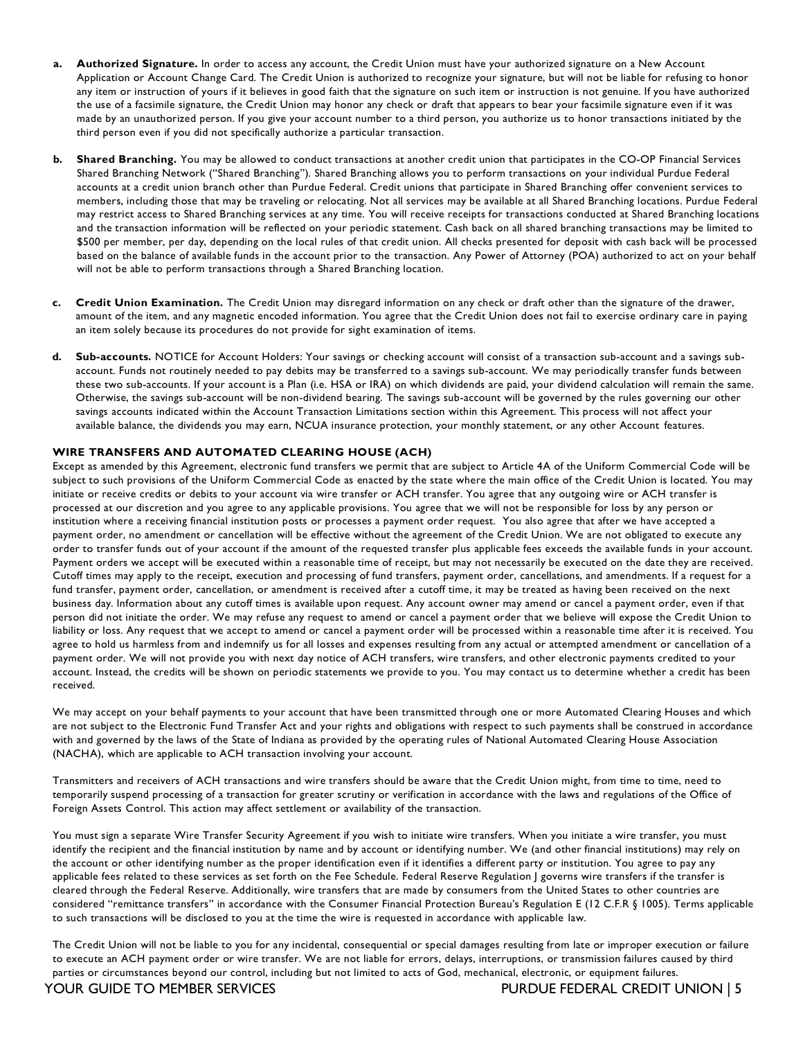a. **Authorized Signature.** In order to access any account, the Credit Union must have your authorized signature on a New Account Application or Account Change Card. The Credit Union is authorized to recognize your signature, but will not be liable for refusing to honor any item or instruction of yours if it believes in good faith that the signature on such item or instruction is not genuine. If you have authorized the use of a facsimile signature, the Credit Union may honor any check or draft that appears to bear your facsimile signature even if it was made by an unauthorized person. If you give your account number to a third person, you authorize us to honor transactions initiated by the third person even if you did not specifically authorize a particular transaction.

b. **Shared Branching.** You may be allowed to conduct transactions at another credit union that participates in the CO-OP Financial Services Shared Branching Network ("Shared Branching"). Shared Branching allows you to perform transactions on your individual Purdue Federal accounts at a credit union branch other than Purdue Federal. Credit unions that participate in Shared Branching offer convenient services to members, including those that may be traveling or relocating. Not all services may be available at all Shared Branching locations. Purdue Federal may restrict access to Shared Branching services at any time. You will receive receipts for transactions conducted at Shared Branching locations and the transaction information will be reflected on your periodic statement. Cash back on all shared branching transactions may be limited to $500 per member, per day, depending on the local rules of that credit union. All checks presented for deposit with cash back will be processed based on the balance of available funds in the account prior to the transaction. Any Power of Attorney (POA) authorized to act on your behalf will not be able to perform transactions through a Shared Branching location.

c. **Credit Union Examination.** The Credit Union may disregard information on any check or draft other than the signature of the drawer, amount of the item, and any magnetic encoded information. You agree that the Credit Union does not fail to exercise ordinary care in paying an item solely because its procedures do not provide for sight examination of items.

d. **Sub-accounts.** NOTICE for Account Holders: Your savings or checking account will consist of a transaction sub-account and a savings sub-account. Funds not routinely needed to pay debits may be transferred to a savings sub-account. We may periodically transfer funds between these two sub-accounts. If your account is a Plan (i.e. HSA or IRA) on which dividends are paid, your dividend calculation will remain the same. Otherwise, the savings sub-account will be non-dividend bearing. The savings sub-account will be governed by the rules governing our other savings accounts indicated within the Account Transaction Limitations section within this Agreement. This process will not affect your available balance, the dividends you may earn, NCUA insurance protection, your monthly statement, or any other Account features.

## WIRE TRANSFERS AND AUTOMATED CLEARING HOUSE (ACH)

Except as amended by this Agreement, electronic fund transfers we permit that are subject to Article 4A of the Uniform Commercial Code will be subject to such provisions of the Uniform Commercial Code as enacted by the state where the main office of the Credit Union is located. You may initiate or receive credits or debits to your account via wire transfer or ACH transfer. You agree that any outgoing wire or ACH transfer is processed at our discretion and you agree to any applicable provisions. You agree that we will not be responsible for loss by any person or institution where a receiving financial institution posts or processes a payment order request. You also agree that after we have accepted a payment order, no amendment or cancellation will be effective without the agreement of the Credit Union. We are not obligated to execute any order to transfer funds out of your account if the amount of the requested transfer plus applicable fees exceeds the available funds in your account. Payment orders we accept will be executed within a reasonable time of receipt, but may not necessarily be executed on the date they are received. Cutoff times may apply to the receipt, execution and processing of fund transfers, payment order, cancellations, and amendments. If a request for a fund transfer, payment order, cancellation, or amendment is received after a cutoff time, it may be treated as having been received on the next business day. Information about any cutoff times is available upon request. Any account owner may amend or cancel a payment order, even if that person did not initiate the order. We may refuse any request to amend or cancel a payment order that we believe will expose the Credit Union to liability or loss. Any request that we accept to amend or cancel a payment order will be processed within a reasonable time after it is received. You agree to hold us harmless from and indemnify us for all losses and expenses resulting from any actual or attempted amendment or cancellation of a payment order. We will not provide you with next day notice of ACH transfers, wire transfers, and other electronic payments credited to your account. Instead, the credits will be shown on periodic statements we provide to you. You may contact us to determine whether a credit has been received.

We may accept on your behalf payments to your account that have been transmitted through one or more Automated Clearing Houses and which are not subject to the Electronic Fund Transfer Act and your rights and obligations with respect to such payments shall be construed in accordance with and governed by the laws of the State of Indiana as provided by the operating rules of National Automated Clearing House Association (NACHA), which are applicable to ACH transaction involving your account.

Transmitters and receivers of ACH transactions and wire transfers should be aware that the Credit Union might, from time to time, need to temporarily suspend processing of a transaction for greater scrutiny or verification in accordance with the laws and regulations of the Office of Foreign Assets Control. This action may affect settlement or availability of the transaction.

You must sign a separate Wire Transfer Security Agreement if you wish to initiate wire transfers. When you initiate a wire transfer, you must identify the recipient and the financial institution by name and by account or identifying number. We (and other financial institutions) may rely on the account or other identifying number as the proper identification even if it identifies a different party or institution. You agree to pay any applicable fees related to these services as set forth on the Fee Schedule. Federal Reserve Regulation J governs wire transfers if the transfer is cleared through the Federal Reserve. Additionally, wire transfers that are made by consumers from the United States to other countries are considered "remittance transfers" in accordance with the Consumer Financial Protection Bureau's Regulation E (12 C.F.R § 1005). Terms applicable to such transactions will be disclosed to you at the time the wire is requested in accordance with applicable law.

The Credit Union will not be liable to you for any incidental, consequential or special damages resulting from late or improper execution or failure to execute an ACH payment order or wire transfer. We are not liable for errors, delays, interruptions, or transmission failures caused by third parties or circumstances beyond our control, including but not limited to acts of God, mechanical, electronic, or equipment failures.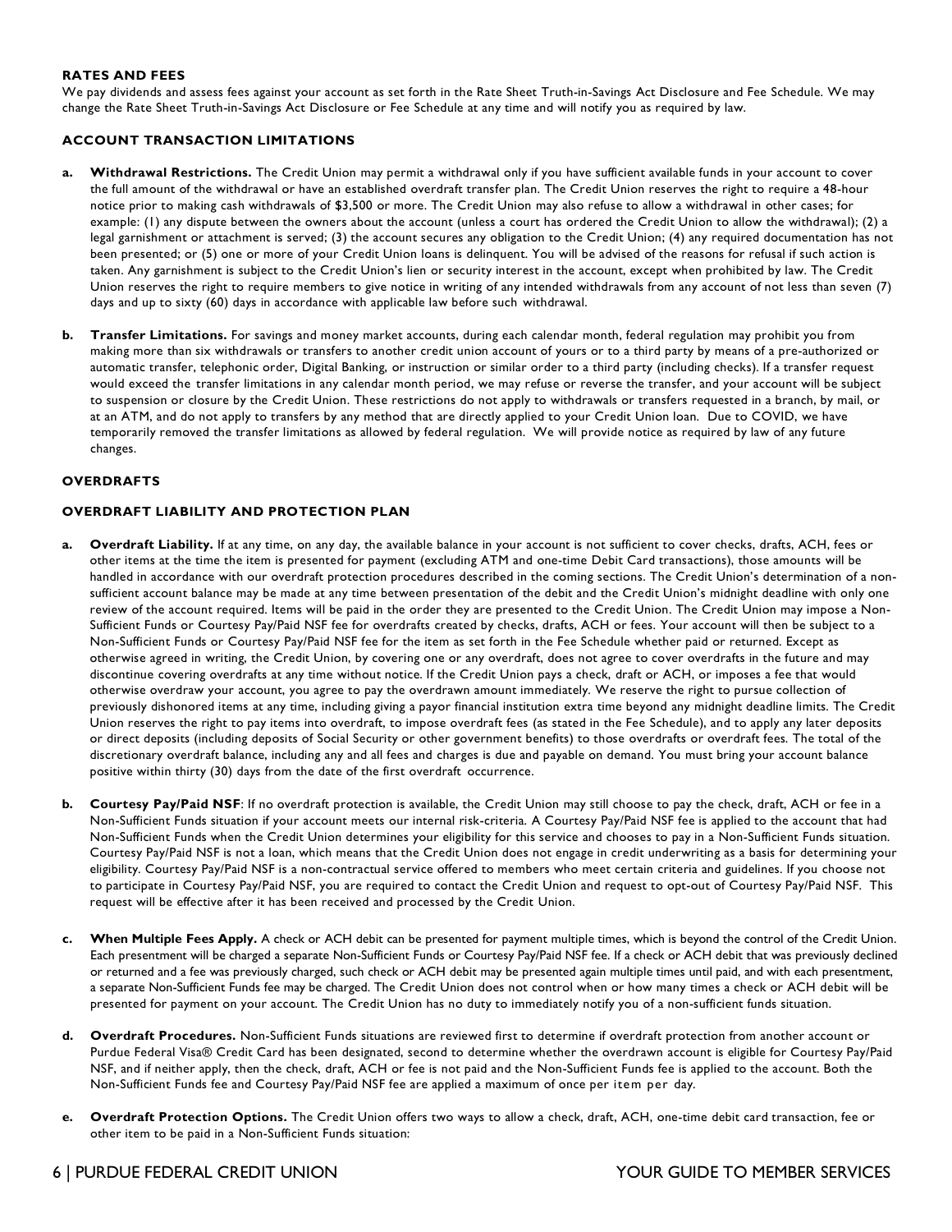### RATES AND FEES

We pay dividends and assess fees against your account as set forth in the Rate Sheet Truth-in-Savings Act Disclosure and Fee Schedule. We may change the Rate Sheet Truth-in-Savings Act Disclosure or Fee Schedule at any time and will notify you as required by law.

### ACCOUNT TRANSACTION LIMITATIONS

a. **Withdrawal Restrictions.** The Credit Union may permit a withdrawal only if you have sufficient available funds in your account to cover the full amount of the withdrawal or have an established overdraft transfer plan. The Credit Union reserves the right to require a 48-hour notice prior to making cash withdrawals of $3,500 or more. The Credit Union may also refuse to allow a withdrawal in other cases; for example: (1) any dispute between the owners about the account (unless a court has ordered the Credit Union to allow the withdrawal); (2) a legal garnishment or attachment is served; (3) the account secures any obligation to the Credit Union; (4) any required documentation has not been presented; or (5) one or more of your Credit Union loans is delinquent. You will be advised of the reasons for refusal if such action is taken. Any garnishment is subject to the Credit Union's lien or security interest in the account, except when prohibited by law. The Credit Union reserves the right to require members to give notice in writing of any intended withdrawals from any account of not less than seven (7) days and up to sixty (60) days in accordance with applicable law before such withdrawal.

b. **Transfer Limitations.** For savings and money market accounts, during each calendar month, federal regulation may prohibit you from making more than six withdrawals or transfers to another credit union account of yours or to a third party by means of a pre-authorized or automatic transfer, telephonic order, Digital Banking, or instruction or similar order to a third party (including checks). If a transfer request would exceed the transfer limitations in any calendar month period, we may refuse or reverse the transfer, and your account will be subject to suspension or closure by the Credit Union. These restrictions do not apply to withdrawals or transfers requested in a branch, by mail, or at an ATM, and do not apply to transfers by any method that are directly applied to your Credit Union loan. Due to COVID, we have temporarily removed the transfer limitations as allowed by federal regulation. We will provide notice as required by law of any future changes.

### OVERDRAFTS

### OVERDRAFT LIABILITY AND PROTECTION PLAN

a. **Overdraft Liability.** If at any time, on any day, the available balance in your account is not sufficient to cover checks, drafts, ACH, fees or other items at the time the item is presented for payment (excluding ATM and one-time Debit Card transactions), those amounts will be handled in accordance with our overdraft protection procedures described in the coming sections. The Credit Union's determination of a non-sufficient account balance may be made at any time between presentation of the debit and the Credit Union's midnight deadline with only one review of the account required. Items will be paid in the order they are presented to the Credit Union. The Credit Union may impose a Non-Sufficient Funds or Courtesy Pay/Paid NSF fee for overdrafts created by checks, drafts, ACH or fees. Your account will then be subject to a Non-Sufficient Funds or Courtesy Pay/Paid NSF fee for the item as set forth in the Fee Schedule whether paid or returned. Except as otherwise agreed in writing, the Credit Union, by covering one or any overdraft, does not agree to cover overdrafts in the future and may discontinue covering overdrafts at any time without notice. If the Credit Union pays a check, draft or ACH, or imposes a fee that would otherwise overdraw your account, you agree to pay the overdrawn amount immediately. We reserve the right to pursue collection of previously dishonored items at any time, including giving a payor financial institution extra time beyond any midnight deadline limits. The Credit Union reserves the right to pay items into overdraft, to impose overdraft fees (as stated in the Fee Schedule), and to apply any later deposits or direct deposits (including deposits of Social Security or other government benefits) to those overdrafts or overdraft fees. The total of the discretionary overdraft balance, including any and all fees and charges is due and payable on demand. You must bring your account balance positive within thirty (30) days from the date of the first overdraft occurrence.

b. **Courtesy Pay/Paid NSF**: If no overdraft protection is available, the Credit Union may still choose to pay the check, draft, ACH or fee in a Non-Sufficient Funds situation if your account meets our internal risk-criteria. A Courtesy Pay/Paid NSF fee is applied to the account that had Non-Sufficient Funds when the Credit Union determines your eligibility for this service and chooses to pay in a Non-Sufficient Funds situation. Courtesy Pay/Paid NSF is not a loan, which means that the Credit Union does not engage in credit underwriting as a basis for determining your eligibility. Courtesy Pay/Paid NSF is a non-contractual service offered to members who meet certain criteria and guidelines. If you choose not to participate in Courtesy Pay/Paid NSF, you are required to contact the Credit Union and request to opt-out of Courtesy Pay/Paid NSF. This request will be effective after it has been received and processed by the Credit Union.

c. **When Multiple Fees Apply.** A check or ACH debit can be presented for payment multiple times, which is beyond the control of the Credit Union. Each presentment will be charged a separate Non-Sufficient Funds or Courtesy Pay/Paid NSF fee. If a check or ACH debit that was previously declined or returned and a fee was previously charged, such check or ACH debit may be presented again multiple times until paid, and with each presentment, a separate Non-Sufficient Funds fee may be charged. The Credit Union does not control when or how many times a check or ACH debit will be presented for payment on your account. The Credit Union has no duty to immediately notify you of a non-sufficient funds situation.

d. **Overdraft Procedures.** Non-Sufficient Funds situations are reviewed first to determine if overdraft protection from another account or Purdue Federal Visa® Credit Card has been designated, second to determine whether the overdrawn account is eligible for Courtesy Pay/Paid NSF, and if neither apply, then the check, draft, ACH or fee is not paid and the Non-Sufficient Funds fee is applied to the account. Both the Non-Sufficient Funds fee and Courtesy Pay/Paid NSF fee are applied a maximum of once per item per day.

e. **Overdraft Protection Options.** The Credit Union offers two ways to allow a check, draft, ACH, one-time debit card transaction, fee or other item to be paid in a Non-Sufficient Funds situation: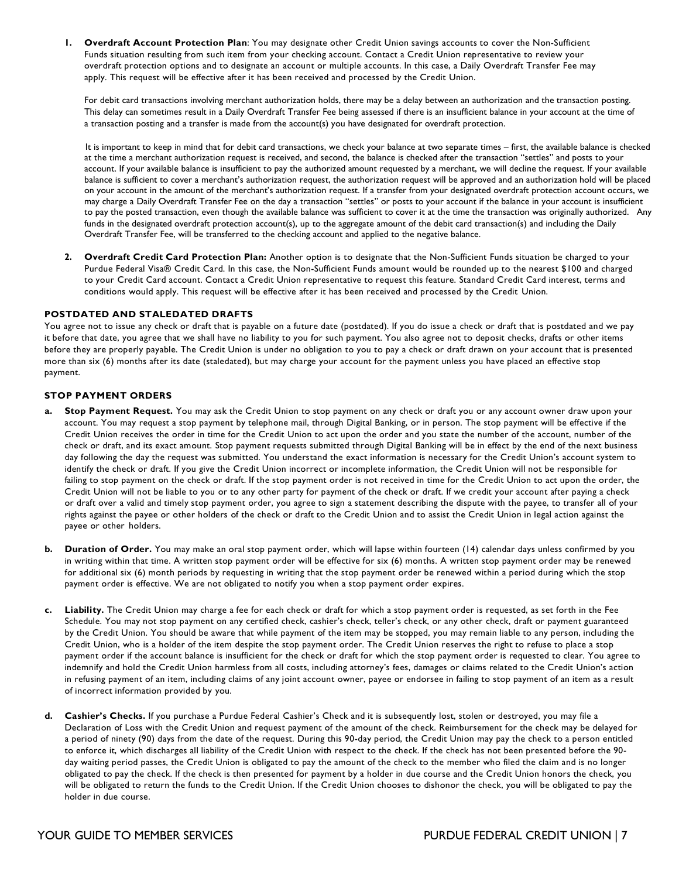1. **Overdraft Account Protection Plan**: You may designate other Credit Union savings accounts to cover the Non-Sufficient Funds situation resulting from such item from your checking account. Contact a Credit Union representative to review your overdraft protection options and to designate an account or multiple accounts. In this case, a Daily Overdraft Transfer Fee may apply. This request will be effective after it has been received and processed by the Credit Union.

   For debit card transactions involving merchant authorization holds, there may be a delay between an authorization and the transaction posting. This delay can sometimes result in a Daily Overdraft Transfer Fee being assessed if there is an insufficient balance in your account at the time of a transaction posting and a transfer is made from the account(s) you have designated for overdraft protection.

   It is important to keep in mind that for debit card transactions, we check your balance at two separate times – first, the available balance is checked at the time a merchant authorization request is received, and second, the balance is checked after the transaction "settles" and posts to your account. If your available balance is insufficient to pay the authorized amount requested by a merchant, we will decline the request. If your available balance is sufficient to cover a merchant's authorization request, the authorization request will be approved and an authorization hold will be placed on your account in the amount of the merchant's authorization request. If a transfer from your designated overdraft protection account occurs, we may charge a Daily Overdraft Transfer Fee on the day a transaction "settles" or posts to your account if the balance in your account is insufficient to pay the posted transaction, even though the available balance was sufficient to cover it at the time the transaction was originally authorized. Any funds in the designated overdraft protection account(s), up to the aggregate amount of the debit card transaction(s) and including the Daily Overdraft Transfer Fee, will be transferred to the checking account and applied to the negative balance.

2. **Overdraft Credit Card Protection Plan:** Another option is to designate that the Non-Sufficient Funds situation be charged to your Purdue Federal Visa® Credit Card. In this case, the Non-Sufficient Funds amount would be rounded up to the nearest $100 and charged to your Credit Card account. Contact a Credit Union representative to request this feature. Standard Credit Card interest, terms and conditions would apply. This request will be effective after it has been received and processed by the Credit Union.

### POSTDATED AND STALEDATED DRAFTS

You agree not to issue any check or draft that is payable on a future date (postdated). If you do issue a check or draft that is postdated and we pay it before that date, you agree that we shall have no liability to you for such payment. You also agree not to deposit checks, drafts or other items before they are properly payable. The Credit Union is under no obligation to you to pay a check or draft drawn on your account that is presented more than six (6) months after its date (staledated), but may charge your account for the payment unless you have placed an effective stop payment.

### STOP PAYMENT ORDERS

a. **Stop Payment Request.** You may ask the Credit Union to stop payment on any check or draft you or any account owner draw upon your account. You may request a stop payment by telephone mail, through Digital Banking, or in person. The stop payment will be effective if the Credit Union receives the order in time for the Credit Union to act upon the order and you state the number of the account, number of the check or draft, and its exact amount. Stop payment requests submitted through Digital Banking will be in effect by the end of the next business day following the day the request was submitted. You understand the exact information is necessary for the Credit Union's account system to identify the check or draft. If you give the Credit Union incorrect or incomplete information, the Credit Union will not be responsible for failing to stop payment on the check or draft. If the stop payment order is not received in time for the Credit Union to act upon the order, the Credit Union will not be liable to you or to any other party for payment of the check or draft. If we credit your account after paying a check or draft over a valid and timely stop payment order, you agree to sign a statement describing the dispute with the payee, to transfer all of your rights against the payee or other holders of the check or draft to the Credit Union and to assist the Credit Union in legal action against the payee or other holders.

b. **Duration of Order.** You may make an oral stop payment order, which will lapse within fourteen (14) calendar days unless confirmed by you in writing within that time. A written stop payment order will be effective for six (6) months. A written stop payment order may be renewed for additional six (6) month periods by requesting in writing that the stop payment order be renewed within a period during which the stop payment order is effective. We are not obligated to notify you when a stop payment order expires.

c. **Liability.** The Credit Union may charge a fee for each check or draft for which a stop payment order is requested, as set forth in the Fee Schedule. You may not stop payment on any certified check, cashier's check, teller's check, or any other check, draft or payment guaranteed by the Credit Union. You should be aware that while payment of the item may be stopped, you may remain liable to any person, including the Credit Union, who is a holder of the item despite the stop payment order. The Credit Union reserves the right to refuse to place a stop payment order if the account balance is insufficient for the check or draft for which the stop payment order is requested to clear. You agree to indemnify and hold the Credit Union harmless from all costs, including attorney's fees, damages or claims related to the Credit Union's action in refusing payment of an item, including claims of any joint account owner, payee or endorsee in failing to stop payment of an item as a result of incorrect information provided by you.

d. **Cashier's Checks.** If you purchase a Purdue Federal Cashier's Check and it is subsequently lost, stolen or destroyed, you may file a Declaration of Loss with the Credit Union and request payment of the amount of the check. Reimbursement for the check may be delayed for a period of ninety (90) days from the date of the request. During this 90-day period, the Credit Union may pay the check to a person entitled to enforce it, which discharges all liability of the Credit Union with respect to the check. If the check has not been presented before the 90-day waiting period passes, the Credit Union is obligated to pay the amount of the check to the member who filed the claim and is no longer obligated to pay the check. If the check is then presented for payment by a holder in due course and the Credit Union honors the check, you will be obligated to return the funds to the Credit Union. If the Credit Union chooses to dishonor the check, you will be obligated to pay the holder in due course.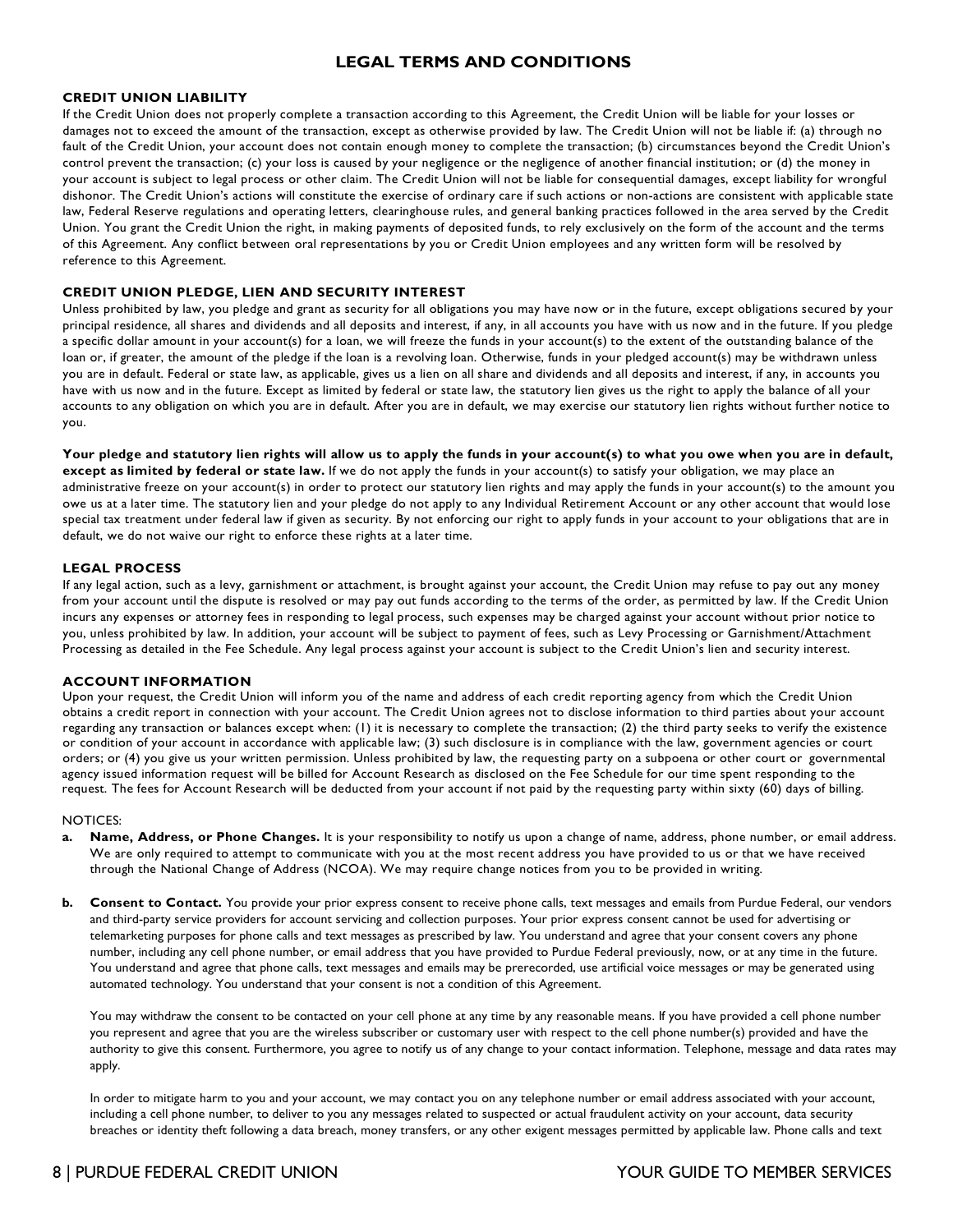# LEGAL TERMS AND CONDITIONS

### CREDIT UNION LIABILITY

If the Credit Union does not properly complete a transaction according to this Agreement, the Credit Union will be liable for your losses or damages not to exceed the amount of the transaction, except as otherwise provided by law. The Credit Union will not be liable if: (a) through no fault of the Credit Union, your account does not contain enough money to complete the transaction; (b) circumstances beyond the Credit Union's control prevent the transaction; (c) your loss is caused by your negligence or the negligence of another financial institution; or (d) the money in your account is subject to legal process or other claim. The Credit Union will not be liable for consequential damages, except liability for wrongful dishonor. The Credit Union's actions will constitute the exercise of ordinary care if such actions or non-actions are consistent with applicable state law, Federal Reserve regulations and operating letters, clearinghouse rules, and general banking practices followed in the area served by the Credit Union. You grant the Credit Union the right, in making payments of deposited funds, to rely exclusively on the form of the account and the terms of this Agreement. Any conflict between oral representations by you or Credit Union employees and any written form will be resolved by reference to this Agreement.

### CREDIT UNION PLEDGE, LIEN AND SECURITY INTEREST

Unless prohibited by law, you pledge and grant as security for all obligations you may have now or in the future, except obligations secured by your principal residence, all shares and dividends and all deposits and interest, if any, in all accounts you have with us now and in the future. If you pledge a specific dollar amount in your account(s) for a loan, we will freeze the funds in your account(s) to the extent of the outstanding balance of the loan or, if greater, the amount of the pledge if the loan is a revolving loan. Otherwise, funds in your pledged account(s) may be withdrawn unless you are in default. Federal or state law, as applicable, gives us a lien on all share and dividends and all deposits and interest, if any, in accounts you have with us now and in the future. Except as limited by federal or state law, the statutory lien gives us the right to apply the balance of all your accounts to any obligation on which you are in default. After you are in default, we may exercise our statutory lien rights without further notice to you.

**Your pledge and statutory lien rights will allow us to apply the funds in your account(s) to what you owe when you are in default, except as limited by federal or state law.** If we do not apply the funds in your account(s) to satisfy your obligation, we may place an administrative freeze on your account(s) in order to protect our statutory lien rights and may apply the funds in your account(s) to the amount you owe us at a later time. The statutory lien and your pledge do not apply to any Individual Retirement Account or any other account that would lose special tax treatment under federal law if given as security. By not enforcing our right to apply funds in your account to your obligations that are in default, we do not waive our right to enforce these rights at a later time.

### LEGAL PROCESS

If any legal action, such as a levy, garnishment or attachment, is brought against your account, the Credit Union may refuse to pay out any money from your account until the dispute is resolved or may pay out funds according to the terms of the order, as permitted by law. If the Credit Union incurs any expenses or attorney fees in responding to legal process, such expenses may be charged against your account without prior notice to you, unless prohibited by law. In addition, your account will be subject to payment of fees, such as Levy Processing or Garnishment/Attachment Processing as detailed in the Fee Schedule. Any legal process against your account is subject to the Credit Union's lien and security interest.

### ACCOUNT INFORMATION

Upon your request, the Credit Union will inform you of the name and address of each credit reporting agency from which the Credit Union obtains a credit report in connection with your account. The Credit Union agrees not to disclose information to third parties about your account regarding any transaction or balances except when: (1) it is necessary to complete the transaction; (2) the third party seeks to verify the existence or condition of your account in accordance with applicable law; (3) such disclosure is in compliance with the law, government agencies or court orders; or (4) you give us your written permission. Unless prohibited by law, the requesting party on a subpoena or other court or governmental agency issued information request will be billed for Account Research as disclosed on the Fee Schedule for our time spent responding to the request. The fees for Account Research will be deducted from your account if not paid by the requesting party within sixty (60) days of billing.

NOTICES:

a. **Name, Address, or Phone Changes.** It is your responsibility to notify us upon a change of name, address, phone number, or email address. We are only required to attempt to communicate with you at the most recent address you have provided to us or that we have received through the National Change of Address (NCOA). We may require change notices from you to be provided in writing.

b. **Consent to Contact.** You provide your prior express consent to receive phone calls, text messages and emails from Purdue Federal, our vendors and third-party service providers for account servicing and collection purposes. Your prior express consent cannot be used for advertising or telemarketing purposes for phone calls and text messages as prescribed by law. You understand and agree that your consent covers any phone number, including any cell phone number, or email address that you have provided to Purdue Federal previously, now, or at any time in the future. You understand and agree that phone calls, text messages and emails may be prerecorded, use artificial voice messages or may be generated using automated technology. You understand that your consent is not a condition of this Agreement.

   You may withdraw the consent to be contacted on your cell phone at any time by any reasonable means. If you have provided a cell phone number you represent and agree that you are the wireless subscriber or customary user with respect to the cell phone number(s) provided and have the authority to give this consent. Furthermore, you agree to notify us of any change to your contact information. Telephone, message and data rates may apply.

   In order to mitigate harm to you and your account, we may contact you on any telephone number or email address associated with your account, including a cell phone number, to deliver to you any messages related to suspected or actual fraudulent activity on your account, data security breaches or identity theft following a data breach, money transfers, or any other exigent messages permitted by applicable law. Phone calls and text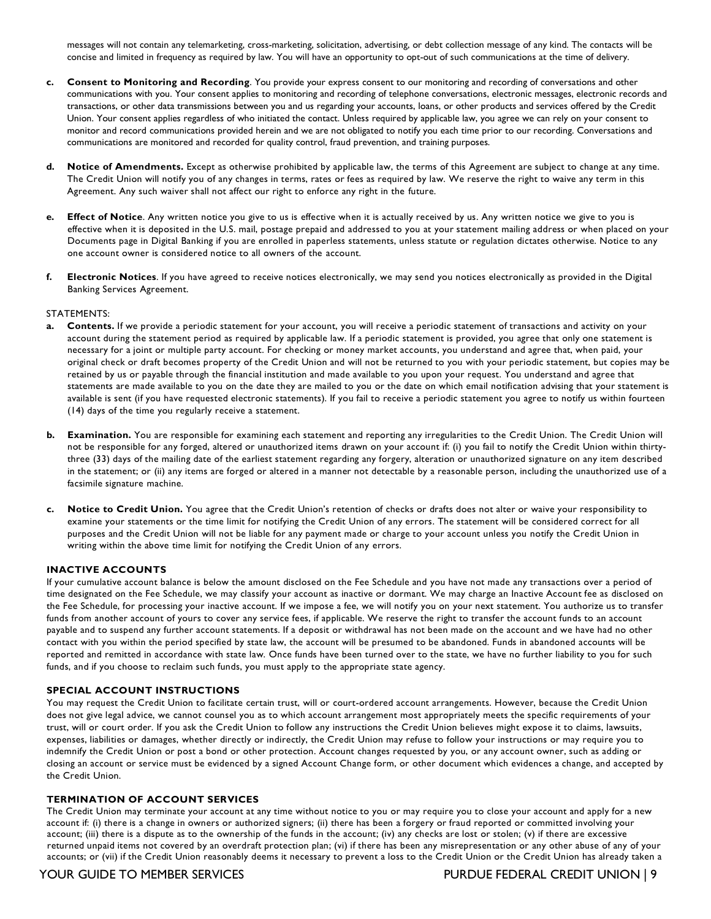messages will not contain any telemarketing, cross-marketing, solicitation, advertising, or debt collection message of any kind. The contacts will be concise and limited in frequency as required by law. You will have an opportunity to opt-out of such communications at the time of delivery.

c. **Consent to Monitoring and Recording**. You provide your express consent to our monitoring and recording of conversations and other communications with you. Your consent applies to monitoring and recording of telephone conversations, electronic messages, electronic records and transactions, or other data transmissions between you and us regarding your accounts, loans, or other products and services offered by the Credit Union. Your consent applies regardless of who initiated the contact. Unless required by applicable law, you agree we can rely on your consent to monitor and record communications provided herein and we are not obligated to notify you each time prior to our recording. Conversations and communications are monitored and recorded for quality control, fraud prevention, and training purposes.

d. **Notice of Amendments.** Except as otherwise prohibited by applicable law, the terms of this Agreement are subject to change at any time. The Credit Union will notify you of any changes in terms, rates or fees as required by law. We reserve the right to waive any term in this Agreement. Any such waiver shall not affect our right to enforce any right in the future.

e. **Effect of Notice**. Any written notice you give to us is effective when it is actually received by us. Any written notice we give to you is effective when it is deposited in the U.S. mail, postage prepaid and addressed to you at your statement mailing address or when placed on your Documents page in Digital Banking if you are enrolled in paperless statements, unless statute or regulation dictates otherwise. Notice to any one account owner is considered notice to all owners of the account.

f. **Electronic Notices**. If you have agreed to receive notices electronically, we may send you notices electronically as provided in the Digital Banking Services Agreement.

STATEMENTS:

a. **Contents.** If we provide a periodic statement for your account, you will receive a periodic statement of transactions and activity on your account during the statement period as required by applicable law. If a periodic statement is provided, you agree that only one statement is necessary for a joint or multiple party account. For checking or money market accounts, you understand and agree that, when paid, your original check or draft becomes property of the Credit Union and will not be returned to you with your periodic statement, but copies may be retained by us or payable through the financial institution and made available to you upon your request. You understand and agree that statements are made available to you on the date they are mailed to you or the date on which email notification advising that your statement is available is sent (if you have requested electronic statements). If you fail to receive a periodic statement you agree to notify us within fourteen (14) days of the time you regularly receive a statement.

b. **Examination.** You are responsible for examining each statement and reporting any irregularities to the Credit Union. The Credit Union will not be responsible for any forged, altered or unauthorized items drawn on your account if: (i) you fail to notify the Credit Union within thirty-three (33) days of the mailing date of the earliest statement regarding any forgery, alteration or unauthorized signature on any item described in the statement; or (ii) any items are forged or altered in a manner not detectable by a reasonable person, including the unauthorized use of a facsimile signature machine.

c. **Notice to Credit Union.** You agree that the Credit Union's retention of checks or drafts does not alter or waive your responsibility to examine your statements or the time limit for notifying the Credit Union of any errors. The statement will be considered correct for all purposes and the Credit Union will not be liable for any payment made or charge to your account unless you notify the Credit Union in writing within the above time limit for notifying the Credit Union of any errors.

## INACTIVE ACCOUNTS

If your cumulative account balance is below the amount disclosed on the Fee Schedule and you have not made any transactions over a period of time designated on the Fee Schedule, we may classify your account as inactive or dormant. We may charge an Inactive Account fee as disclosed on the Fee Schedule, for processing your inactive account. If we impose a fee, we will notify you on your next statement. You authorize us to transfer funds from another account of yours to cover any service fees, if applicable. We reserve the right to transfer the account funds to an account payable and to suspend any further account statements. If a deposit or withdrawal has not been made on the account and we have had no other contact with you within the period specified by state law, the account will be presumed to be abandoned. Funds in abandoned accounts will be reported and remitted in accordance with state law. Once funds have been turned over to the state, we have no further liability to you for such funds, and if you choose to reclaim such funds, you must apply to the appropriate state agency.

## SPECIAL ACCOUNT INSTRUCTIONS

You may request the Credit Union to facilitate certain trust, will or court-ordered account arrangements. However, because the Credit Union does not give legal advice, we cannot counsel you as to which account arrangement most appropriately meets the specific requirements of your trust, will or court order. If you ask the Credit Union to follow any instructions the Credit Union believes might expose it to claims, lawsuits, expenses, liabilities or damages, whether directly or indirectly, the Credit Union may refuse to follow your instructions or may require you to indemnify the Credit Union or post a bond or other protection. Account changes requested by you, or any account owner, such as adding or closing an account or service must be evidenced by a signed Account Change form, or other document which evidences a change, and accepted by the Credit Union.

## TERMINATION OF ACCOUNT SERVICES

The Credit Union may terminate your account at any time without notice to you or may require you to close your account and apply for a new account if: (i) there is a change in owners or authorized signers; (ii) there has been a forgery or fraud reported or committed involving your account; (iii) there is a dispute as to the ownership of the funds in the account; (iv) any checks are lost or stolen; (v) if there are excessive returned unpaid items not covered by an overdraft protection plan; (vi) if there has been any misrepresentation or any other abuse of any of your accounts; or (vii) if the Credit Union reasonably deems it necessary to prevent a loss to the Credit Union or the Credit Union has already taken a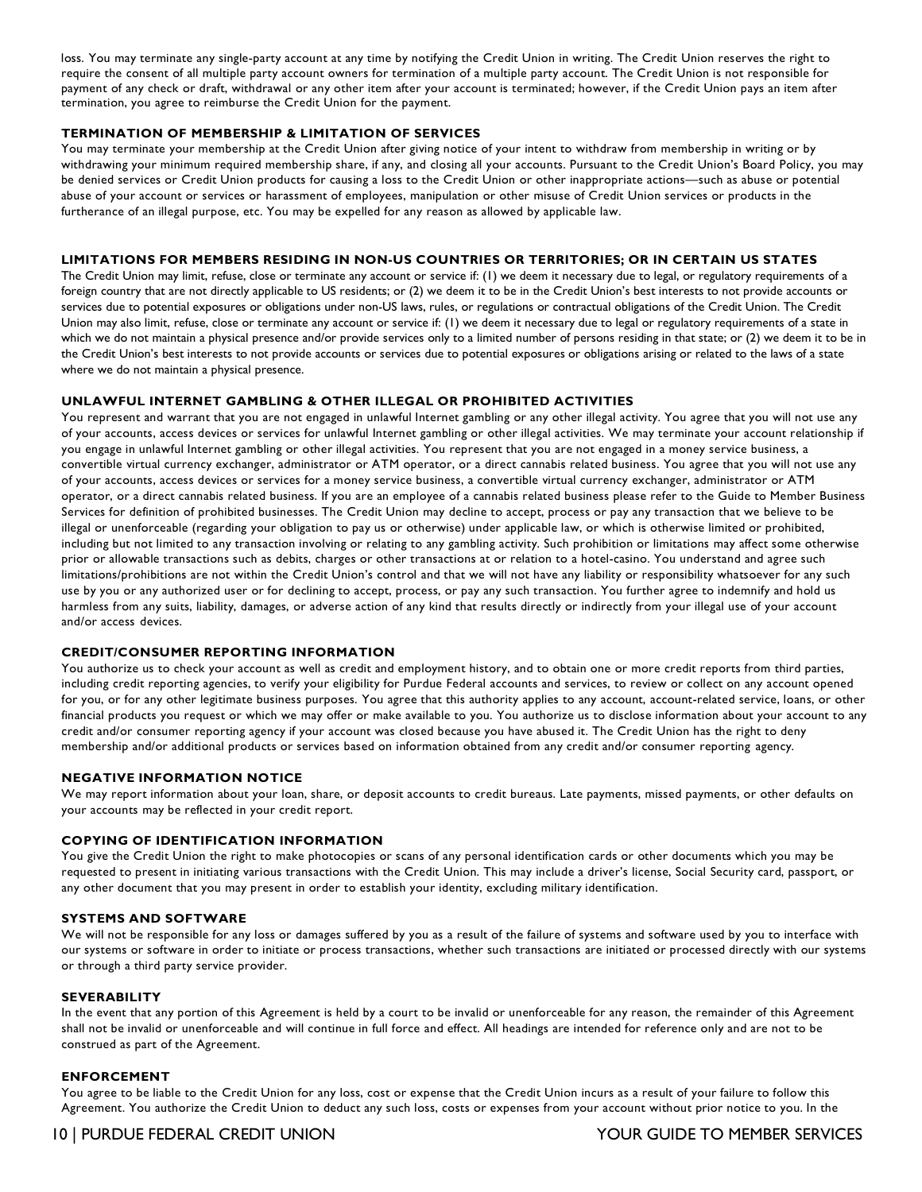loss. You may terminate any single-party account at any time by notifying the Credit Union in writing. The Credit Union reserves the right to require the consent of all multiple party account owners for termination of a multiple party account. The Credit Union is not responsible for payment of any check or draft, withdrawal or any other item after your account is terminated; however, if the Credit Union pays an item after termination, you agree to reimburse the Credit Union for the payment.

### TERMINATION OF MEMBERSHIP & LIMITATION OF SERVICES

You may terminate your membership at the Credit Union after giving notice of your intent to withdraw from membership in writing or by withdrawing your minimum required membership share, if any, and closing all your accounts. Pursuant to the Credit Union's Board Policy, you may be denied services or Credit Union products for causing a loss to the Credit Union or other inappropriate actions—such as abuse or potential abuse of your account or services or harassment of employees, manipulation or other misuse of Credit Union services or products in the furtherance of an illegal purpose, etc. You may be expelled for any reason as allowed by applicable law.

### LIMITATIONS FOR MEMBERS RESIDING IN NON-US COUNTRIES OR TERRITORIES; OR IN CERTAIN US STATES

The Credit Union may limit, refuse, close or terminate any account or service if: (1) we deem it necessary due to legal, or regulatory requirements of a foreign country that are not directly applicable to US residents; or (2) we deem it to be in the Credit Union's best interests to not provide accounts or services due to potential exposures or obligations under non-US laws, rules, or regulations or contractual obligations of the Credit Union. The Credit Union may also limit, refuse, close or terminate any account or service if: (1) we deem it necessary due to legal or regulatory requirements of a state in which we do not maintain a physical presence and/or provide services only to a limited number of persons residing in that state; or (2) we deem it to be in the Credit Union's best interests to not provide accounts or services due to potential exposures or obligations arising or related to the laws of a state where we do not maintain a physical presence.

### UNLAWFUL INTERNET GAMBLING & OTHER ILLEGAL OR PROHIBITED ACTIVITIES

You represent and warrant that you are not engaged in unlawful Internet gambling or any other illegal activity. You agree that you will not use any of your accounts, access devices or services for unlawful Internet gambling or other illegal activities. We may terminate your account relationship if you engage in unlawful Internet gambling or other illegal activities. You represent that you are not engaged in a money service business, a convertible virtual currency exchanger, administrator or ATM operator, or a direct cannabis related business. You agree that you will not use any of your accounts, access devices or services for a money service business, a convertible virtual currency exchanger, administrator or ATM operator, or a direct cannabis related business. If you are an employee of a cannabis related business please refer to the Guide to Member Business Services for definition of prohibited businesses. The Credit Union may decline to accept, process or pay any transaction that we believe to be illegal or unenforceable (regarding your obligation to pay us or otherwise) under applicable law, or which is otherwise limited or prohibited, including but not limited to any transaction involving or relating to any gambling activity. Such prohibition or limitations may affect some otherwise prior or allowable transactions such as debits, charges or other transactions at or relation to a hotel-casino. You understand and agree such limitations/prohibitions are not within the Credit Union's control and that we will not have any liability or responsibility whatsoever for any such use by you or any authorized user or for declining to accept, process, or pay any such transaction. You further agree to indemnify and hold us harmless from any suits, liability, damages, or adverse action of any kind that results directly or indirectly from your illegal use of your account and/or access devices.

### CREDIT/CONSUMER REPORTING INFORMATION

You authorize us to check your account as well as credit and employment history, and to obtain one or more credit reports from third parties, including credit reporting agencies, to verify your eligibility for Purdue Federal accounts and services, to review or collect on any account opened for you, or for any other legitimate business purposes. You agree that this authority applies to any account, account-related service, loans, or other financial products you request or which we may offer or make available to you. You authorize us to disclose information about your account to any credit and/or consumer reporting agency if your account was closed because you have abused it. The Credit Union has the right to deny membership and/or additional products or services based on information obtained from any credit and/or consumer reporting agency.

### NEGATIVE INFORMATION NOTICE

We may report information about your loan, share, or deposit accounts to credit bureaus. Late payments, missed payments, or other defaults on your accounts may be reflected in your credit report.

### COPYING OF IDENTIFICATION INFORMATION

You give the Credit Union the right to make photocopies or scans of any personal identification cards or other documents which you may be requested to present in initiating various transactions with the Credit Union. This may include a driver's license, Social Security card, passport, or any other document that you may present in order to establish your identity, excluding military identification.

### SYSTEMS AND SOFTWARE

We will not be responsible for any loss or damages suffered by you as a result of the failure of systems and software used by you to interface with our systems or software in order to initiate or process transactions, whether such transactions are initiated or processed directly with our systems or through a third party service provider.

### SEVERABILITY

In the event that any portion of this Agreement is held by a court to be invalid or unenforceable for any reason, the remainder of this Agreement shall not be invalid or unenforceable and will continue in full force and effect. All headings are intended for reference only and are not to be construed as part of the Agreement.

### ENFORCEMENT

You agree to be liable to the Credit Union for any loss, cost or expense that the Credit Union incurs as a result of your failure to follow this Agreement. You authorize the Credit Union to deduct any such loss, costs or expenses from your account without prior notice to you. In the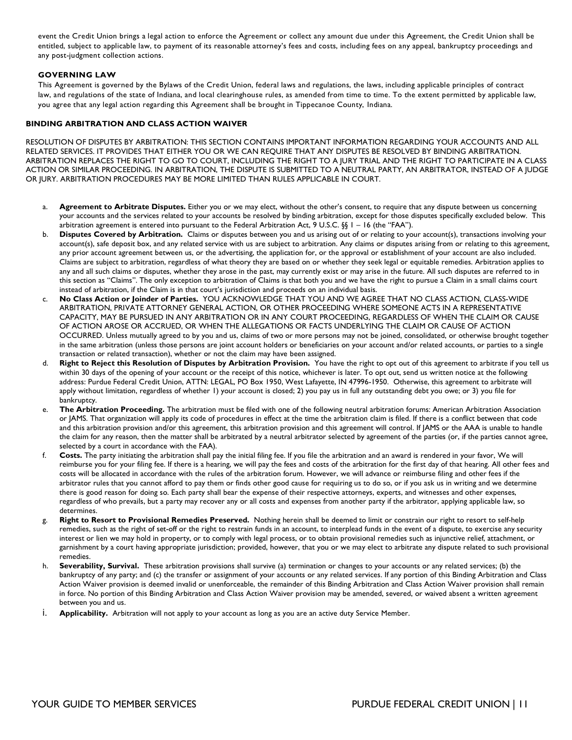event the Credit Union brings a legal action to enforce the Agreement or collect any amount due under this Agreement, the Credit Union shall be entitled, subject to applicable law, to payment of its reasonable attorney's fees and costs, including fees on any appeal, bankruptcy proceedings and any post-judgment collection actions.

### GOVERNING LAW

This Agreement is governed by the Bylaws of the Credit Union, federal laws and regulations, the laws, including applicable principles of contract law, and regulations of the state of Indiana, and local clearinghouse rules, as amended from time to time. To the extent permitted by applicable law, you agree that any legal action regarding this Agreement shall be brought in Tippecanoe County, Indiana.

## BINDING ARBITRATION AND CLASS ACTION WAIVER

RESOLUTION OF DISPUTES BY ARBITRATION: THIS SECTION CONTAINS IMPORTANT INFORMATION REGARDING YOUR ACCOUNTS AND ALL RELATED SERVICES. IT PROVIDES THAT EITHER YOU OR WE CAN REQUIRE THAT ANY DISPUTES BE RESOLVED BY BINDING ARBITRATION. ARBITRATION REPLACES THE RIGHT TO GO TO COURT, INCLUDING THE RIGHT TO A JURY TRIAL AND THE RIGHT TO PARTICIPATE IN A CLASS ACTION OR SIMILAR PROCEEDING. IN ARBITRATION, THE DISPUTE IS SUBMITTED TO A NEUTRAL PARTY, AN ARBITRATOR, INSTEAD OF A JUDGE OR JURY. ARBITRATION PROCEDURES MAY BE MORE LIMITED THAN RULES APPLICABLE IN COURT.

a. **Agreement to Arbitrate Disputes.** Either you or we may elect, without the other's consent, to require that any dispute between us concerning your accounts and the services related to your accounts be resolved by binding arbitration, except for those disputes specifically excluded below. This arbitration agreement is entered into pursuant to the Federal Arbitration Act, 9 U.S.C. §§ 1 – 16 (the "FAA").

b. **Disputes Covered by Arbitration.** Claims or disputes between you and us arising out of or relating to your account(s), transactions involving your account(s), safe deposit box, and any related service with us are subject to arbitration. Any claims or disputes arising from or relating to this agreement, any prior account agreement between us, or the advertising, the application for, or the approval or establishment of your account are also included. Claims are subject to arbitration, regardless of what theory they are based on or whether they seek legal or equitable remedies. Arbitration applies to any and all such claims or disputes, whether they arose in the past, may currently exist or may arise in the future. All such disputes are referred to in this section as "Claims". The only exception to arbitration of Claims is that both you and we have the right to pursue a Claim in a small claims court instead of arbitration, if the Claim is in that court's jurisdiction and proceeds on an individual basis.

c. **No Class Action or Joinder of Parties.** YOU ACKNOWLEDGE THAT YOU AND WE AGREE THAT NO CLASS ACTION, CLASS-WIDE ARBITRATION, PRIVATE ATTORNEY GENERAL ACTION, OR OTHER PROCEEDING WHERE SOMEONE ACTS IN A REPRESENTATIVE CAPACITY, MAY BE PURSUED IN ANY ARBITRATION OR IN ANY COURT PROCEEDING, REGARDLESS OF WHEN THE CLAIM OR CAUSE OF ACTION AROSE OR ACCRUED, OR WHEN THE ALLEGATIONS OR FACTS UNDERLYING THE CLAIM OR CAUSE OF ACTION OCCURRED. Unless mutually agreed to by you and us, claims of two or more persons may not be joined, consolidated, or otherwise brought together in the same arbitration (unless those persons are joint account holders or beneficiaries on your account and/or related accounts, or parties to a single transaction or related transaction), whether or not the claim may have been assigned.

d. **Right to Reject this Resolution of Disputes by Arbitration Provision.** You have the right to opt out of this agreement to arbitrate if you tell us within 30 days of the opening of your account or the receipt of this notice, whichever is later. To opt out, send us written notice at the following address: Purdue Federal Credit Union, ATTN: LEGAL, PO Box 1950, West Lafayette, IN 47996-1950. Otherwise, this agreement to arbitrate will apply without limitation, regardless of whether 1) your account is closed; 2) you pay us in full any outstanding debt you owe; or 3) you file for bankruptcy.

e. **The Arbitration Proceeding.** The arbitration must be filed with one of the following neutral arbitration forums: American Arbitration Association or JAMS. That organization will apply its code of procedures in effect at the time the arbitration claim is filed. If there is a conflict between that code and this arbitration provision and/or this agreement, this arbitration provision and this agreement will control. If JAMS or the AAA is unable to handle the claim for any reason, then the matter shall be arbitrated by a neutral arbitrator selected by agreement of the parties (or, if the parties cannot agree, selected by a court in accordance with the FAA).

f. **Costs.** The party initiating the arbitration shall pay the initial filing fee. If you file the arbitration and an award is rendered in your favor, We will reimburse you for your filing fee. If there is a hearing, we will pay the fees and costs of the arbitration for the first day of that hearing. All other fees and costs will be allocated in accordance with the rules of the arbitration forum. However, we will advance or reimburse filing and other fees if the arbitrator rules that you cannot afford to pay them or finds other good cause for requiring us to do so, or if you ask us in writing and we determine there is good reason for doing so. Each party shall bear the expense of their respective attorneys, experts, and witnesses and other expenses, regardless of who prevails, but a party may recover any or all costs and expenses from another party if the arbitrator, applying applicable law, so determines.

g. **Right to Resort to Provisional Remedies Preserved.** Nothing herein shall be deemed to limit or constrain our right to resort to self-help remedies, such as the right of set-off or the right to restrain funds in an account, to interplead funds in the event of a dispute, to exercise any security interest or lien we may hold in property, or to comply with legal process, or to obtain provisional remedies such as injunctive relief, attachment, or garnishment by a court having appropriate jurisdiction; provided, however, that you or we may elect to arbitrate any dispute related to such provisional remedies.

h. **Severability, Survival.** These arbitration provisions shall survive (a) termination or changes to your accounts or any related services; (b) the bankruptcy of any party; and (c) the transfer or assignment of your accounts or any related services. If any portion of this Binding Arbitration and Class Action Waiver provision is deemed invalid or unenforceable, the remainder of this Binding Arbitration and Class Action Waiver provision shall remain in force. No portion of this Binding Arbitration and Class Action Waiver provision may be amended, severed, or waived absent a written agreement between you and us.

i. **Applicability.** Arbitration will not apply to your account as long as you are an active duty Service Member.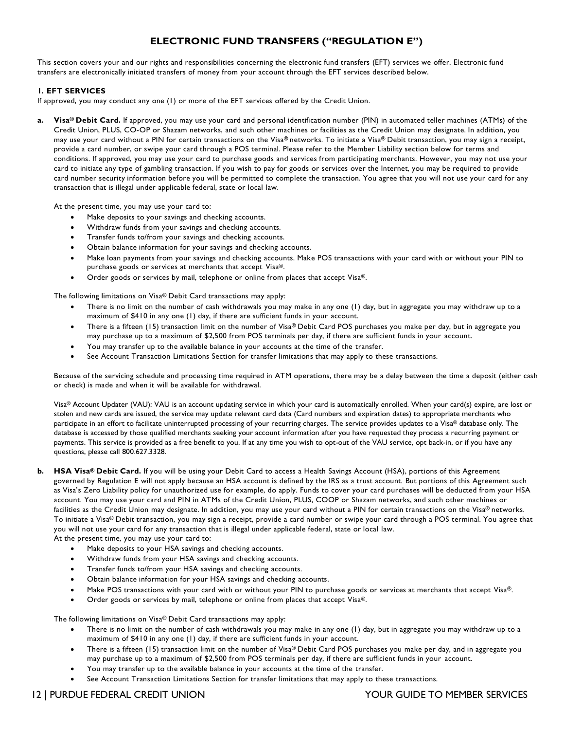# ELECTRONIC FUND TRANSFERS ("REGULATION E")

This section covers your and our rights and responsibilities concerning the electronic fund transfers (EFT) services we offer. Electronic fund transfers are electronically initiated transfers of money from your account through the EFT services described below.

## 1. EFT SERVICES

If approved, you may conduct any one (1) or more of the EFT services offered by the Credit Union.

**a. Visa® Debit Card.** If approved, you may use your card and personal identification number (PIN) in automated teller machines (ATMs) of the Credit Union, PLUS, CO-OP or Shazam networks, and such other machines or facilities as the Credit Union may designate. In addition, you may use your card without a PIN for certain transactions on the Visa® networks. To initiate a Visa® Debit transaction, you may sign a receipt, provide a card number, or swipe your card through a POS terminal. Please refer to the Member Liability section below for terms and conditions. If approved, you may use your card to purchase goods and services from participating merchants. However, you may not use your card to initiate any type of gambling transaction. If you wish to pay for goods or services over the Internet, you may be required to provide card number security information before you will be permitted to complete the transaction. You agree that you will not use your card for any transaction that is illegal under applicable federal, state or local law.

At the present time, you may use your card to:

- Make deposits to your savings and checking accounts.
- Withdraw funds from your savings and checking accounts.
- Transfer funds to/from your savings and checking accounts.
- Obtain balance information for your savings and checking accounts.
- Make loan payments from your savings and checking accounts. Make POS transactions with your card with or without your PIN to purchase goods or services at merchants that accept Visa®.
- Order goods or services by mail, telephone or online from places that accept Visa®.

The following limitations on Visa® Debit Card transactions may apply:

- There is no limit on the number of cash withdrawals you may make in any one (1) day, but in aggregate you may withdraw up to a maximum of $410 in any one (1) day, if there are sufficient funds in your account.
- There is a fifteen (15) transaction limit on the number of Visa® Debit Card POS purchases you make per day, but in aggregate you may purchase up to a maximum of $2,500 from POS terminals per day, if there are sufficient funds in your account.
- You may transfer up to the available balance in your accounts at the time of the transfer.
- See Account Transaction Limitations Section for transfer limitations that may apply to these transactions.

Because of the servicing schedule and processing time required in ATM operations, there may be a delay between the time a deposit (either cash or check) is made and when it will be available for withdrawal.

Visa® Account Updater (VAU): VAU is an account updating service in which your card is automatically enrolled. When your card(s) expire, are lost or stolen and new cards are issued, the service may update relevant card data (Card numbers and expiration dates) to appropriate merchants who participate in an effort to facilitate uninterrupted processing of your recurring charges. The service provides updates to a Visa® database only. The database is accessed by those qualified merchants seeking your account information after you have requested they process a recurring payment or payments. This service is provided as a free benefit to you. If at any time you wish to opt-out of the VAU service, opt back-in, or if you have any questions, please call 800.627.3328.

**b. HSA Visa® Debit Card.** If you will be using your Debit Card to access a Health Savings Account (HSA), portions of this Agreement governed by Regulation E will not apply because an HSA account is defined by the IRS as a trust account. But portions of this Agreement such as Visa's Zero Liability policy for unauthorized use for example, do apply. Funds to cover your card purchases will be deducted from your HSA account. You may use your card and PIN in ATMs of the Credit Union, PLUS, COOP or Shazam networks, and such other machines or facilities as the Credit Union may designate. In addition, you may use your card without a PIN for certain transactions on the Visa® networks. To initiate a Visa® Debit transaction, you may sign a receipt, provide a card number or swipe your card through a POS terminal. You agree that you will not use your card for any transaction that is illegal under applicable federal, state or local law.

At the present time, you may use your card to:

- Make deposits to your HSA savings and checking accounts.
- Withdraw funds from your HSA savings and checking accounts.
- Transfer funds to/from your HSA savings and checking accounts.
- Obtain balance information for your HSA savings and checking accounts.
- Make POS transactions with your card with or without your PIN to purchase goods or services at merchants that accept Visa®.
- Order goods or services by mail, telephone or online from places that accept Visa®.

The following limitations on Visa® Debit Card transactions may apply:

- There is no limit on the number of cash withdrawals you may make in any one (1) day, but in aggregate you may withdraw up to a maximum of $410 in any one (1) day, if there are sufficient funds in your account.
- There is a fifteen (15) transaction limit on the number of Visa® Debit Card POS purchases you make per day, and in aggregate you may purchase up to a maximum of $2,500 from POS terminals per day, if there are sufficient funds in your account.
- You may transfer up to the available balance in your accounts at the time of the transfer.
- See Account Transaction Limitations Section for transfer limitations that may apply to these transactions.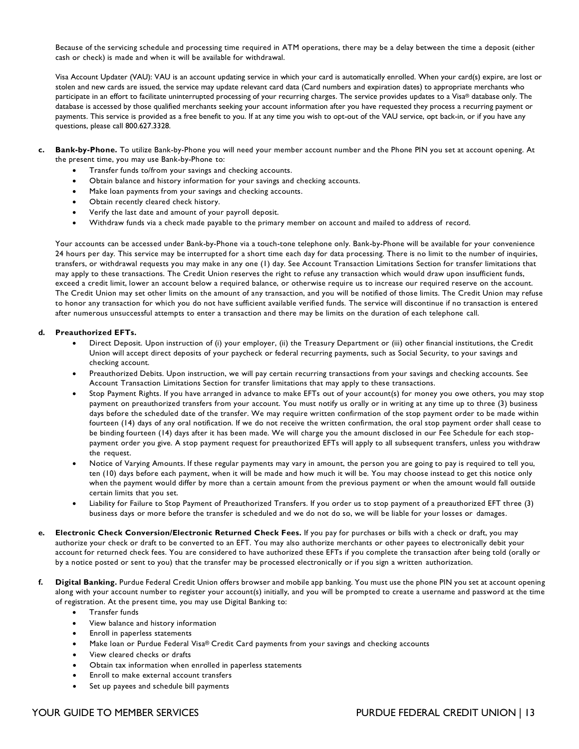Because of the servicing schedule and processing time required in ATM operations, there may be a delay between the time a deposit (either cash or check) is made and when it will be available for withdrawal.

Visa Account Updater (VAU): VAU is an account updating service in which your card is automatically enrolled. When your card(s) expire, are lost or stolen and new cards are issued, the service may update relevant card data (Card numbers and expiration dates) to appropriate merchants who participate in an effort to facilitate uninterrupted processing of your recurring charges. The service provides updates to a Visa® database only. The database is accessed by those qualified merchants seeking your account information after you have requested they process a recurring payment or payments. This service is provided as a free benefit to you. If at any time you wish to opt-out of the VAU service, opt back-in, or if you have any questions, please call 800.627.3328.

c. **Bank-by-Phone.** To utilize Bank-by-Phone you will need your member account number and the Phone PIN you set at account opening. At the present time, you may use Bank-by-Phone to:
   - Transfer funds to/from your savings and checking accounts.
   - Obtain balance and history information for your savings and checking accounts.
   - Make loan payments from your savings and checking accounts.
   - Obtain recently cleared check history.
   - Verify the last date and amount of your payroll deposit.
   - Withdraw funds via a check made payable to the primary member on account and mailed to address of record.

   Your accounts can be accessed under Bank-by-Phone via a touch-tone telephone only. Bank-by-Phone will be available for your convenience 24 hours per day. This service may be interrupted for a short time each day for data processing. There is no limit to the number of inquiries, transfers, or withdrawal requests you may make in any one (1) day. See Account Transaction Limitations Section for transfer limitations that may apply to these transactions. The Credit Union reserves the right to refuse any transaction which would draw upon insufficient funds, exceed a credit limit, lower an account below a required balance, or otherwise require us to increase our required reserve on the account. The Credit Union may set other limits on the amount of any transaction, and you will be notified of those limits. The Credit Union may refuse to honor any transaction for which you do not have sufficient available verified funds. The service will discontinue if no transaction is entered after numerous unsuccessful attempts to enter a transaction and there may be limits on the duration of each telephone call.

d. **Preauthorized EFTs.**
   - Direct Deposit. Upon instruction of (i) your employer, (ii) the Treasury Department or (iii) other financial institutions, the Credit Union will accept direct deposits of your paycheck or federal recurring payments, such as Social Security, to your savings and checking account.
   - Preauthorized Debits. Upon instruction, we will pay certain recurring transactions from your savings and checking accounts. See Account Transaction Limitations Section for transfer limitations that may apply to these transactions.
   - Stop Payment Rights. If you have arranged in advance to make EFTs out of your account(s) for money you owe others, you may stop payment on preauthorized transfers from your account. You must notify us orally or in writing at any time up to three (3) business days before the scheduled date of the transfer. We may require written confirmation of the stop payment order to be made within fourteen (14) days of any oral notification. If we do not receive the written confirmation, the oral stop payment order shall cease to be binding fourteen (14) days after it has been made. We will charge you the amount disclosed in our Fee Schedule for each stop-payment order you give. A stop payment request for preauthorized EFTs will apply to all subsequent transfers, unless you withdraw the request.
   - Notice of Varying Amounts. If these regular payments may vary in amount, the person you are going to pay is required to tell you, ten (10) days before each payment, when it will be made and how much it will be. You may choose instead to get this notice only when the payment would differ by more than a certain amount from the previous payment or when the amount would fall outside certain limits that you set.
   - Liability for Failure to Stop Payment of Preauthorized Transfers. If you order us to stop payment of a preauthorized EFT three (3) business days or more before the transfer is scheduled and we do not do so, we will be liable for your losses or damages.

e. **Electronic Check Conversion/Electronic Returned Check Fees.** If you pay for purchases or bills with a check or draft, you may authorize your check or draft to be converted to an EFT. You may also authorize merchants or other payees to electronically debit your account for returned check fees. You are considered to have authorized these EFTs if you complete the transaction after being told (orally or by a notice posted or sent to you) that the transfer may be processed electronically or if you sign a written authorization.

f. **Digital Banking.** Purdue Federal Credit Union offers browser and mobile app banking. You must use the phone PIN you set at account opening along with your account number to register your account(s) initially, and you will be prompted to create a username and password at the time of registration. At the present time, you may use Digital Banking to:
   - Transfer funds
   - View balance and history information
   - Enroll in paperless statements
   - Make loan or Purdue Federal Visa® Credit Card payments from your savings and checking accounts
   - View cleared checks or drafts
   - Obtain tax information when enrolled in paperless statements
   - Enroll to make external account transfers
   - Set up payees and schedule bill payments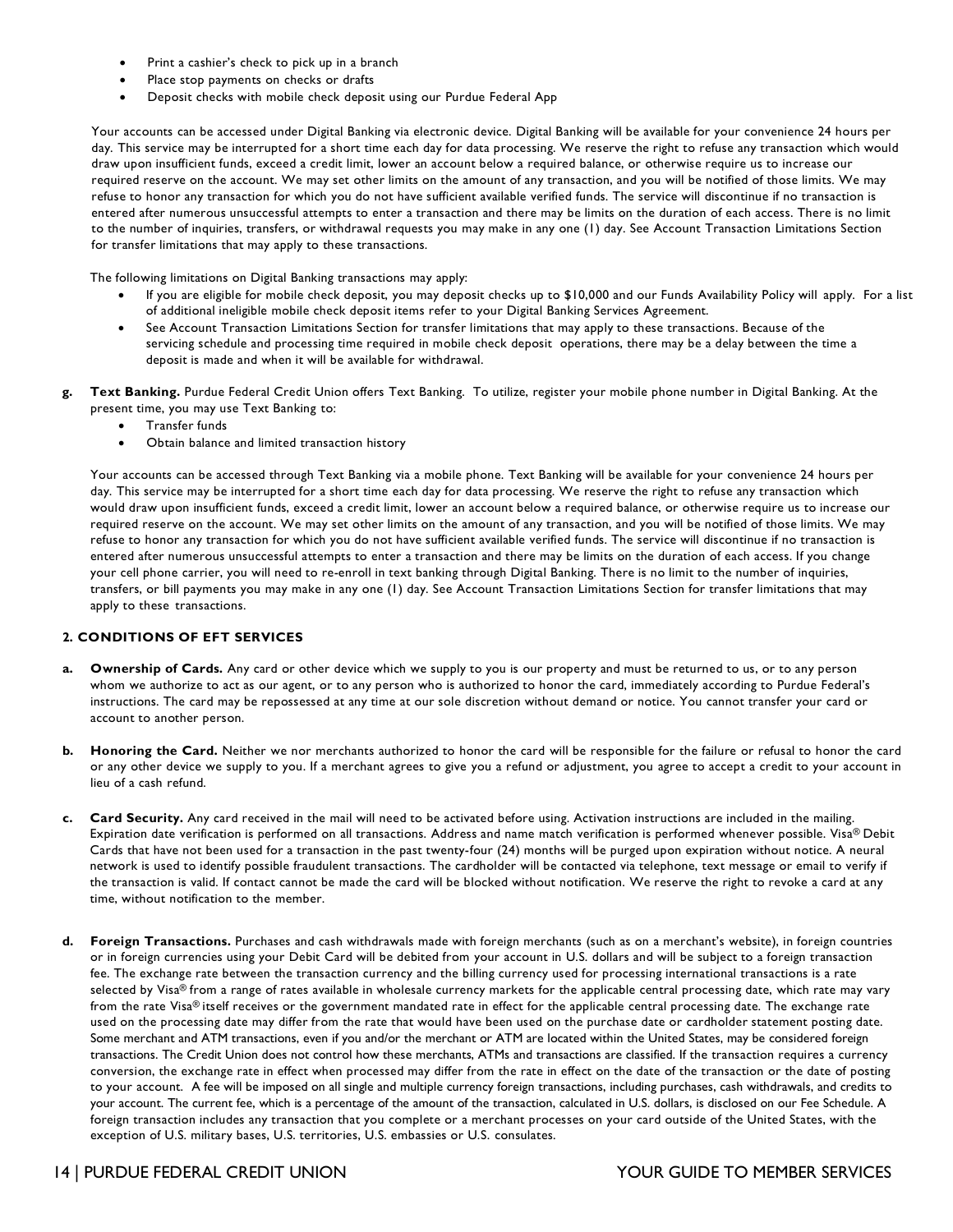- Print a cashier's check to pick up in a branch
- Place stop payments on checks or drafts
- Deposit checks with mobile check deposit using our Purdue Federal App

Your accounts can be accessed under Digital Banking via electronic device. Digital Banking will be available for your convenience 24 hours per day. This service may be interrupted for a short time each day for data processing. We reserve the right to refuse any transaction which would draw upon insufficient funds, exceed a credit limit, lower an account below a required balance, or otherwise require us to increase our required reserve on the account. We may set other limits on the amount of any transaction, and you will be notified of those limits. We may refuse to honor any transaction for which you do not have sufficient available verified funds. The service will discontinue if no transaction is entered after numerous unsuccessful attempts to enter a transaction and there may be limits on the duration of each access. There is no limit to the number of inquiries, transfers, or withdrawal requests you may make in any one (1) day. See Account Transaction Limitations Section for transfer limitations that may apply to these transactions.

The following limitations on Digital Banking transactions may apply:

- If you are eligible for mobile check deposit, you may deposit checks up to $10,000 and our Funds Availability Policy will apply. For a list of additional ineligible mobile check deposit items refer to your Digital Banking Services Agreement.
- See Account Transaction Limitations Section for transfer limitations that may apply to these transactions. Because of the servicing schedule and processing time required in mobile check deposit operations, there may be a delay between the time a deposit is made and when it will be available for withdrawal.

**g. Text Banking.** Purdue Federal Credit Union offers Text Banking. To utilize, register your mobile phone number in Digital Banking. At the present time, you may use Text Banking to:

- Transfer funds
- Obtain balance and limited transaction history

Your accounts can be accessed through Text Banking via a mobile phone. Text Banking will be available for your convenience 24 hours per day. This service may be interrupted for a short time each day for data processing. We reserve the right to refuse any transaction which would draw upon insufficient funds, exceed a credit limit, lower an account below a required balance, or otherwise require us to increase our required reserve on the account. We may set other limits on the amount of any transaction, and you will be notified of those limits. We may refuse to honor any transaction for which you do not have sufficient available verified funds. The service will discontinue if no transaction is entered after numerous unsuccessful attempts to enter a transaction and there may be limits on the duration of each access. If you change your cell phone carrier, you will need to re-enroll in text banking through Digital Banking. There is no limit to the number of inquiries, transfers, or bill payments you may make in any one (1) day. See Account Transaction Limitations Section for transfer limitations that may apply to these transactions.

## 2. CONDITIONS OF EFT SERVICES

**a. Ownership of Cards.** Any card or other device which we supply to you is our property and must be returned to us, or to any person whom we authorize to act as our agent, or to any person who is authorized to honor the card, immediately according to Purdue Federal's instructions. The card may be repossessed at any time at our sole discretion without demand or notice. You cannot transfer your card or account to another person.

**b. Honoring the Card.** Neither we nor merchants authorized to honor the card will be responsible for the failure or refusal to honor the card or any other device we supply to you. If a merchant agrees to give you a refund or adjustment, you agree to accept a credit to your account in lieu of a cash refund.

**c. Card Security.** Any card received in the mail will need to be activated before using. Activation instructions are included in the mailing. Expiration date verification is performed on all transactions. Address and name match verification is performed whenever possible. Visa® Debit Cards that have not been used for a transaction in the past twenty-four (24) months will be purged upon expiration without notice. A neural network is used to identify possible fraudulent transactions. The cardholder will be contacted via telephone, text message or email to verify if the transaction is valid. If contact cannot be made the card will be blocked without notification. We reserve the right to revoke a card at any time, without notification to the member.

**d. Foreign Transactions.** Purchases and cash withdrawals made with foreign merchants (such as on a merchant's website), in foreign countries or in foreign currencies using your Debit Card will be debited from your account in U.S. dollars and will be subject to a foreign transaction fee. The exchange rate between the transaction currency and the billing currency used for processing international transactions is a rate selected by Visa® from a range of rates available in wholesale currency markets for the applicable central processing date, which rate may vary from the rate Visa® itself receives or the government mandated rate in effect for the applicable central processing date. The exchange rate used on the processing date may differ from the rate that would have been used on the purchase date or cardholder statement posting date. Some merchant and ATM transactions, even if you and/or the merchant or ATM are located within the United States, may be considered foreign transactions. The Credit Union does not control how these merchants, ATMs and transactions are classified. If the transaction requires a currency conversion, the exchange rate in effect when processed may differ from the rate in effect on the date of the transaction or the date of posting to your account. A fee will be imposed on all single and multiple currency foreign transactions, including purchases, cash withdrawals, and credits to your account. The current fee, which is a percentage of the amount of the transaction, calculated in U.S. dollars, is disclosed on our Fee Schedule. A foreign transaction includes any transaction that you complete or a merchant processes on your card outside of the United States, with the exception of U.S. military bases, U.S. territories, U.S. embassies or U.S. consulates.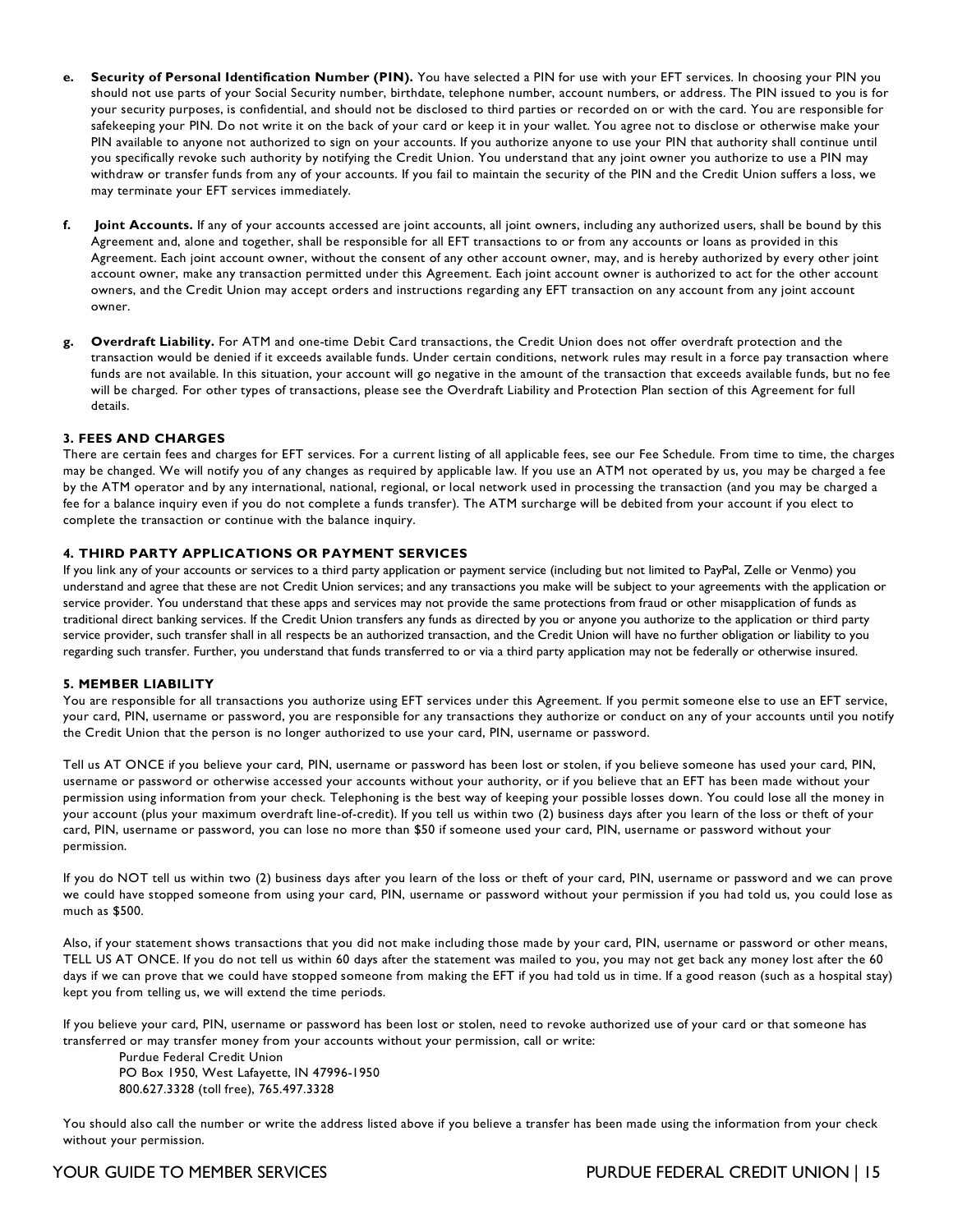e. **Security of Personal Identification Number (PIN).** You have selected a PIN for use with your EFT services. In choosing your PIN you should not use parts of your Social Security number, birthdate, telephone number, account numbers, or address. The PIN issued to you is for your security purposes, is confidential, and should not be disclosed to third parties or recorded on or with the card. You are responsible for safekeeping your PIN. Do not write it on the back of your card or keep it in your wallet. You agree not to disclose or otherwise make your PIN available to anyone not authorized to sign on your accounts. If you authorize anyone to use your PIN that authority shall continue until you specifically revoke such authority by notifying the Credit Union. You understand that any joint owner you authorize to use a PIN may withdraw or transfer funds from any of your accounts. If you fail to maintain the security of the PIN and the Credit Union suffers a loss, we may terminate your EFT services immediately.

f. **Joint Accounts.** If any of your accounts accessed are joint accounts, all joint owners, including any authorized users, shall be bound by this Agreement and, alone and together, shall be responsible for all EFT transactions to or from any accounts or loans as provided in this Agreement. Each joint account owner, without the consent of any other account owner, may, and is hereby authorized by every other joint account owner, make any transaction permitted under this Agreement. Each joint account owner is authorized to act for the other account owners, and the Credit Union may accept orders and instructions regarding any EFT transaction on any account from any joint account owner.

g. **Overdraft Liability.** For ATM and one-time Debit Card transactions, the Credit Union does not offer overdraft protection and the transaction would be denied if it exceeds available funds. Under certain conditions, network rules may result in a force pay transaction where funds are not available. In this situation, your account will go negative in the amount of the transaction that exceeds available funds, but no fee will be charged. For other types of transactions, please see the Overdraft Liability and Protection Plan section of this Agreement for full details.

### 3. FEES AND CHARGES

There are certain fees and charges for EFT services. For a current listing of all applicable fees, see our Fee Schedule. From time to time, the charges may be changed. We will notify you of any changes as required by applicable law. If you use an ATM not operated by us, you may be charged a fee by the ATM operator and by any international, national, regional, or local network used in processing the transaction (and you may be charged a fee for a balance inquiry even if you do not complete a funds transfer). The ATM surcharge will be debited from your account if you elect to complete the transaction or continue with the balance inquiry.

### 4. THIRD PARTY APPLICATIONS OR PAYMENT SERVICES

If you link any of your accounts or services to a third party application or payment service (including but not limited to PayPal, Zelle or Venmo) you understand and agree that these are not Credit Union services; and any transactions you make will be subject to your agreements with the application or service provider. You understand that these apps and services may not provide the same protections from fraud or other misapplication of funds as traditional direct banking services. If the Credit Union transfers any funds as directed by you or anyone you authorize to the application or third party service provider, such transfer shall in all respects be an authorized transaction, and the Credit Union will have no further obligation or liability to you regarding such transfer. Further, you understand that funds transferred to or via a third party application may not be federally or otherwise insured.

### 5. MEMBER LIABILITY

You are responsible for all transactions you authorize using EFT services under this Agreement. If you permit someone else to use an EFT service, your card, PIN, username or password, you are responsible for any transactions they authorize or conduct on any of your accounts until you notify the Credit Union that the person is no longer authorized to use your card, PIN, username or password.

Tell us AT ONCE if you believe your card, PIN, username or password has been lost or stolen, if you believe someone has used your card, PIN, username or password or otherwise accessed your accounts without your authority, or if you believe that an EFT has been made without your permission using information from your check. Telephoning is the best way of keeping your possible losses down. You could lose all the money in your account (plus your maximum overdraft line-of-credit). If you tell us within two (2) business days after you learn of the loss or theft of your card, PIN, username or password, you can lose no more than $50 if someone used your card, PIN, username or password without your permission.

If you do NOT tell us within two (2) business days after you learn of the loss or theft of your card, PIN, username or password and we can prove we could have stopped someone from using your card, PIN, username or password without your permission if you had told us, you could lose as much as $500.

Also, if your statement shows transactions that you did not make including those made by your card, PIN, username or password or other means, TELL US AT ONCE. If you do not tell us within 60 days after the statement was mailed to you, you may not get back any money lost after the 60 days if we can prove that we could have stopped someone from making the EFT if you had told us in time. If a good reason (such as a hospital stay) kept you from telling us, we will extend the time periods.

If you believe your card, PIN, username or password has been lost or stolen, need to revoke authorized use of your card or that someone has transferred or may transfer money from your accounts without your permission, call or write:

Purdue Federal Credit Union
PO Box 1950, West Lafayette, IN 47996-1950
800.627.3328 (toll free), 765.497.3328

You should also call the number or write the address listed above if you believe a transfer has been made using the information from your check without your permission.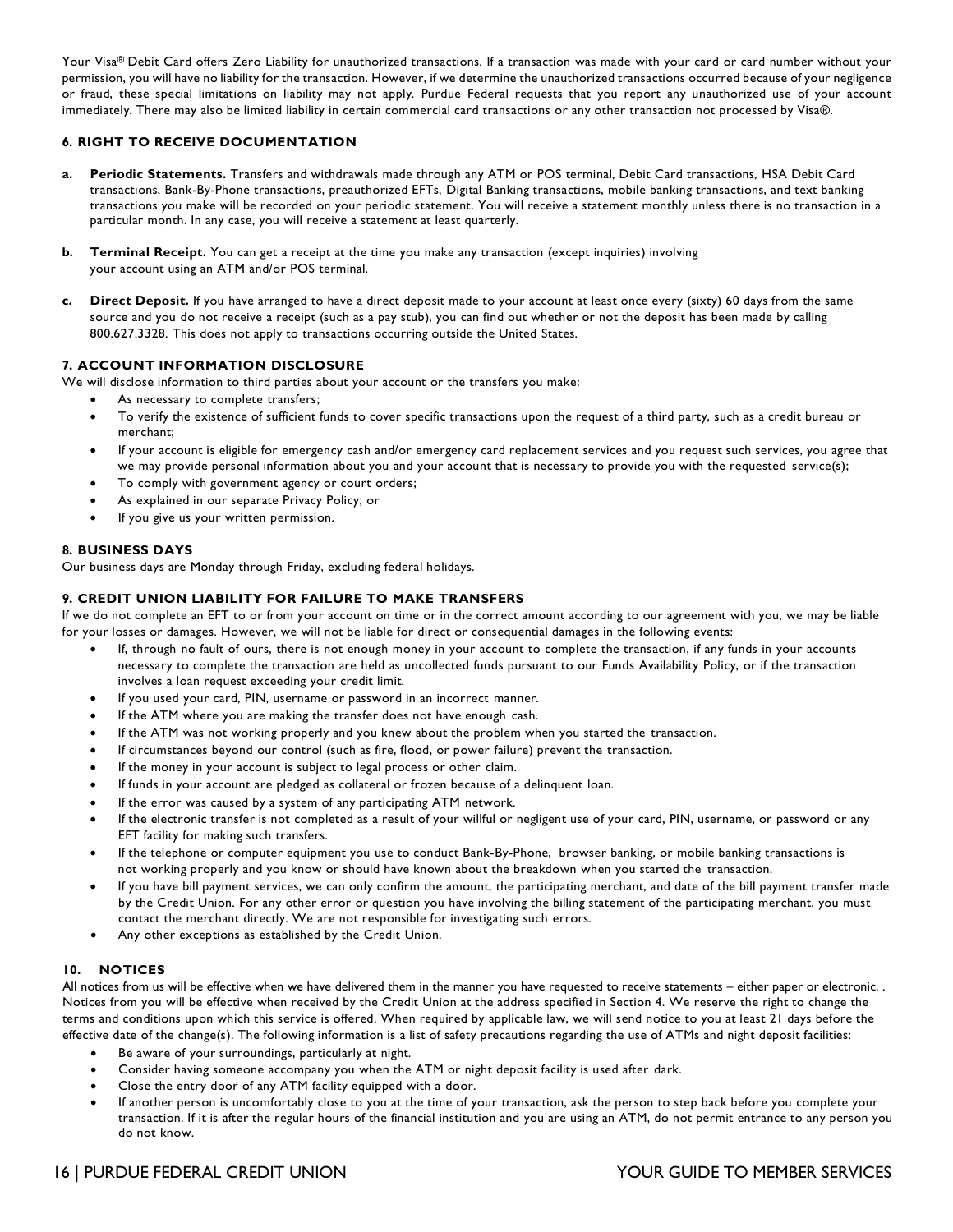Your Visa® Debit Card offers Zero Liability for unauthorized transactions. If a transaction was made with your card or card number without your permission, you will have no liability for the transaction. However, if we determine the unauthorized transactions occurred because of your negligence or fraud, these special limitations on liability may not apply. Purdue Federal requests that you report any unauthorized use of your account immediately. There may also be limited liability in certain commercial card transactions or any other transaction not processed by Visa®.

### 6. RIGHT TO RECEIVE DOCUMENTATION

a. **Periodic Statements.** Transfers and withdrawals made through any ATM or POS terminal, Debit Card transactions, HSA Debit Card transactions, Bank-By-Phone transactions, preauthorized EFTs, Digital Banking transactions, mobile banking transactions, and text banking transactions you make will be recorded on your periodic statement. You will receive a statement monthly unless there is no transaction in a particular month. In any case, you will receive a statement at least quarterly.

b. **Terminal Receipt.** You can get a receipt at the time you make any transaction (except inquiries) involving your account using an ATM and/or POS terminal.

c. **Direct Deposit.** If you have arranged to have a direct deposit made to your account at least once every (sixty) 60 days from the same source and you do not receive a receipt (such as a pay stub), you can find out whether or not the deposit has been made by calling 800.627.3328. This does not apply to transactions occurring outside the United States.

### 7. ACCOUNT INFORMATION DISCLOSURE

We will disclose information to third parties about your account or the transfers you make:

- As necessary to complete transfers;
- To verify the existence of sufficient funds to cover specific transactions upon the request of a third party, such as a credit bureau or merchant;
- If your account is eligible for emergency cash and/or emergency card replacement services and you request such services, you agree that we may provide personal information about you and your account that is necessary to provide you with the requested service(s);
- To comply with government agency or court orders;
- As explained in our separate Privacy Policy; or
- If you give us your written permission.

### 8. BUSINESS DAYS

Our business days are Monday through Friday, excluding federal holidays.

### 9. CREDIT UNION LIABILITY FOR FAILURE TO MAKE TRANSFERS

If we do not complete an EFT to or from your account on time or in the correct amount according to our agreement with you, we may be liable for your losses or damages. However, we will not be liable for direct or consequential damages in the following events:

- If, through no fault of ours, there is not enough money in your account to complete the transaction, if any funds in your accounts necessary to complete the transaction are held as uncollected funds pursuant to our Funds Availability Policy, or if the transaction involves a loan request exceeding your credit limit.
- If you used your card, PIN, username or password in an incorrect manner.
- If the ATM where you are making the transfer does not have enough cash.
- If the ATM was not working properly and you knew about the problem when you started the transaction.
- If circumstances beyond our control (such as fire, flood, or power failure) prevent the transaction.
- If the money in your account is subject to legal process or other claim.
- If funds in your account are pledged as collateral or frozen because of a delinquent loan.
- If the error was caused by a system of any participating ATM network.
- If the electronic transfer is not completed as a result of your willful or negligent use of your card, PIN, username, or password or any EFT facility for making such transfers.
- If the telephone or computer equipment you use to conduct Bank-By-Phone, browser banking, or mobile banking transactions is not working properly and you know or should have known about the breakdown when you started the transaction.
- If you have bill payment services, we can only confirm the amount, the participating merchant, and date of the bill payment transfer made by the Credit Union. For any other error or question you have involving the billing statement of the participating merchant, you must contact the merchant directly. We are not responsible for investigating such errors.
- Any other exceptions as established by the Credit Union.

### 10. NOTICES

All notices from us will be effective when we have delivered them in the manner you have requested to receive statements – either paper or electronic. . Notices from you will be effective when received by the Credit Union at the address specified in Section 4. We reserve the right to change the terms and conditions upon which this service is offered. When required by applicable law, we will send notice to you at least 21 days before the effective date of the change(s). The following information is a list of safety precautions regarding the use of ATMs and night deposit facilities:

- Be aware of your surroundings, particularly at night.
- Consider having someone accompany you when the ATM or night deposit facility is used after dark.
- Close the entry door of any ATM facility equipped with a door.
- If another person is uncomfortably close to you at the time of your transaction, ask the person to step back before you complete your transaction. If it is after the regular hours of the financial institution and you are using an ATM, do not permit entrance to any person you do not know.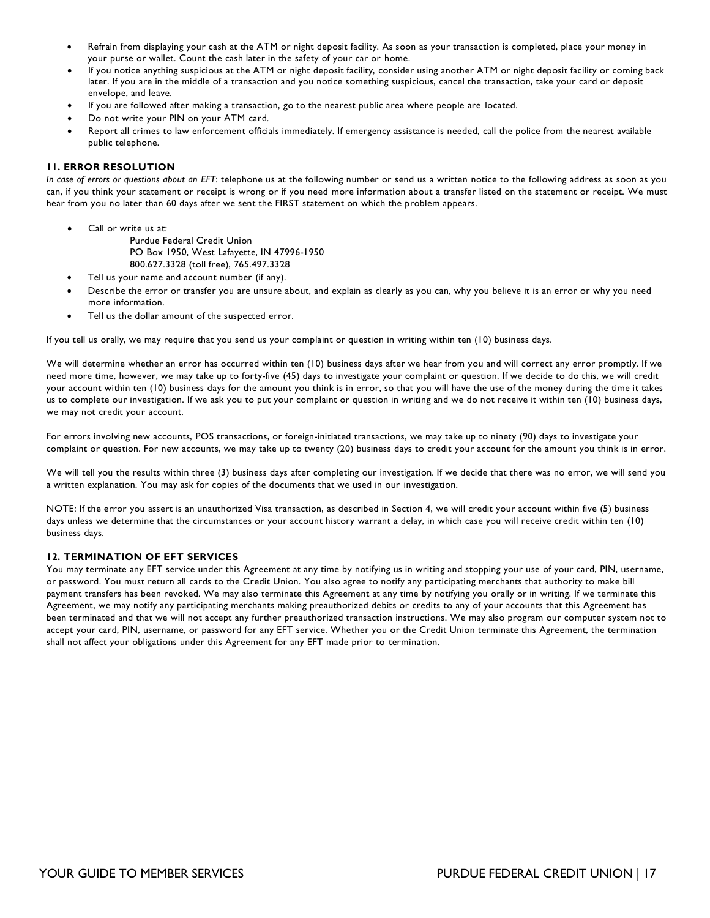- Refrain from displaying your cash at the ATM or night deposit facility. As soon as your transaction is completed, place your money in your purse or wallet. Count the cash later in the safety of your car or home.
- If you notice anything suspicious at the ATM or night deposit facility, consider using another ATM or night deposit facility or coming back later. If you are in the middle of a transaction and you notice something suspicious, cancel the transaction, take your card or deposit envelope, and leave.
- If you are followed after making a transaction, go to the nearest public area where people are located.
- Do not write your PIN on your ATM card.
- Report all crimes to law enforcement officials immediately. If emergency assistance is needed, call the police from the nearest available public telephone.

### 11. ERROR RESOLUTION

*In case of errors or questions about an EFT*: telephone us at the following number or send us a written notice to the following address as soon as you can, if you think your statement or receipt is wrong or if you need more information about a transfer listed on the statement or receipt. We must hear from you no later than 60 days after we sent the FIRST statement on which the problem appears.

- Call or write us at:
  Purdue Federal Credit Union
  PO Box 1950, West Lafayette, IN 47996-1950
  800.627.3328 (toll free), 765.497.3328
- Tell us your name and account number (if any).
- Describe the error or transfer you are unsure about, and explain as clearly as you can, why you believe it is an error or why you need more information.
- Tell us the dollar amount of the suspected error.

If you tell us orally, we may require that you send us your complaint or question in writing within ten (10) business days.

We will determine whether an error has occurred within ten (10) business days after we hear from you and will correct any error promptly. If we need more time, however, we may take up to forty-five (45) days to investigate your complaint or question. If we decide to do this, we will credit your account within ten (10) business days for the amount you think is in error, so that you will have the use of the money during the time it takes us to complete our investigation. If we ask you to put your complaint or question in writing and we do not receive it within ten (10) business days, we may not credit your account.

For errors involving new accounts, POS transactions, or foreign-initiated transactions, we may take up to ninety (90) days to investigate your complaint or question. For new accounts, we may take up to twenty (20) business days to credit your account for the amount you think is in error.

We will tell you the results within three (3) business days after completing our investigation. If we decide that there was no error, we will send you a written explanation. You may ask for copies of the documents that we used in our investigation.

NOTE: If the error you assert is an unauthorized Visa transaction, as described in Section 4, we will credit your account within five (5) business days unless we determine that the circumstances or your account history warrant a delay, in which case you will receive credit within ten (10) business days.

### 12. TERMINATION OF EFT SERVICES

You may terminate any EFT service under this Agreement at any time by notifying us in writing and stopping your use of your card, PIN, username, or password. You must return all cards to the Credit Union. You also agree to notify any participating merchants that authority to make bill payment transfers has been revoked. We may also terminate this Agreement at any time by notifying you orally or in writing. If we terminate this Agreement, we may notify any participating merchants making preauthorized debits or credits to any of your accounts that this Agreement has been terminated and that we will not accept any further preauthorized transaction instructions. We may also program our computer system not to accept your card, PIN, username, or password for any EFT service. Whether you or the Credit Union terminate this Agreement, the termination shall not affect your obligations under this Agreement for any EFT made prior to termination.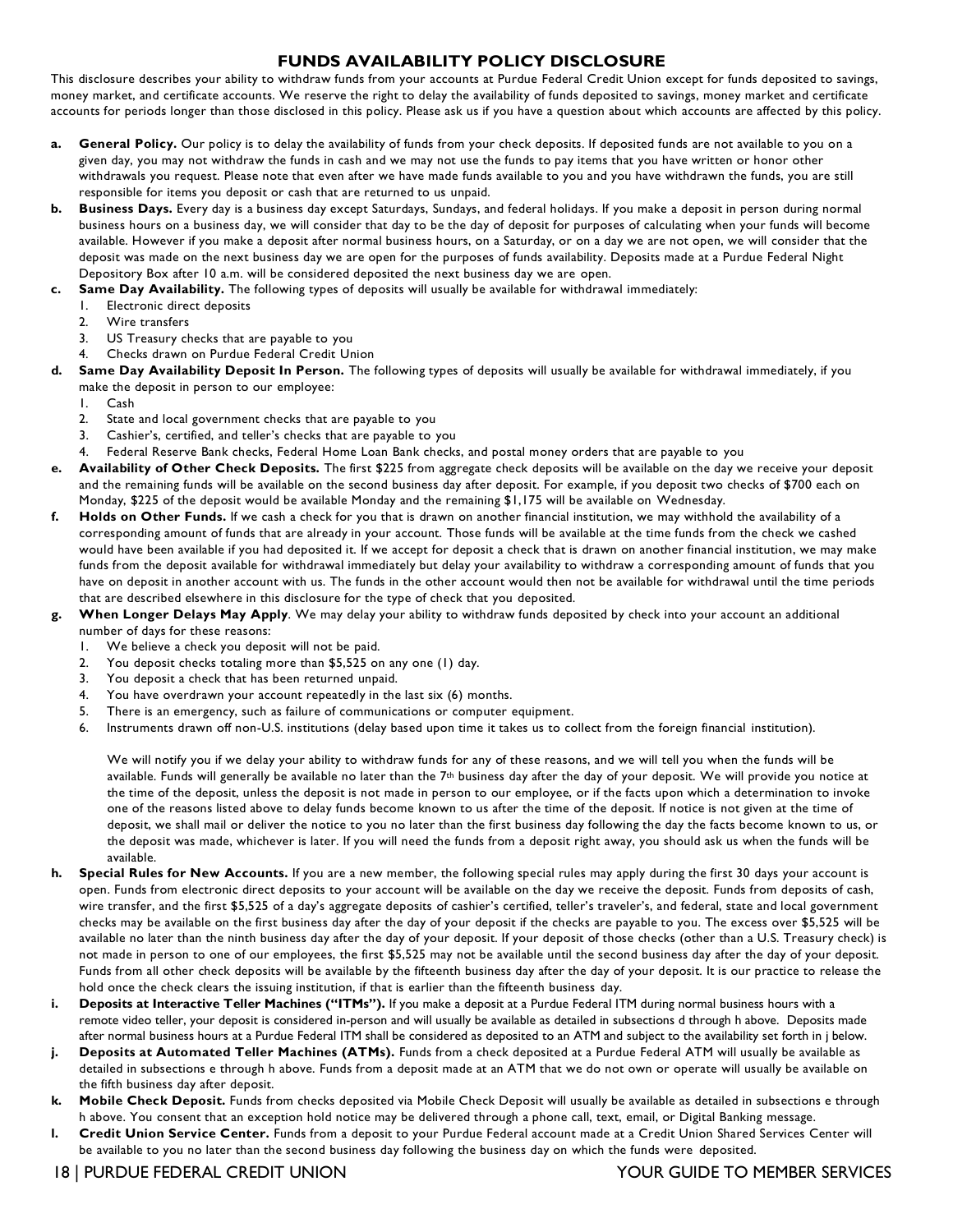# FUNDS AVAILABILITY POLICY DISCLOSURE

This disclosure describes your ability to withdraw funds from your accounts at Purdue Federal Credit Union except for funds deposited to savings, money market, and certificate accounts. We reserve the right to delay the availability of funds deposited to savings, money market and certificate accounts for periods longer than those disclosed in this policy. Please ask us if you have a question about which accounts are affected by this policy.

**a. General Policy.** Our policy is to delay the availability of funds from your check deposits. If deposited funds are not available to you on a given day, you may not withdraw the funds in cash and we may not use the funds to pay items that you have written or honor other withdrawals you request. Please note that even after we have made funds available to you and you have withdrawn the funds, you are still responsible for items you deposit or cash that are returned to us unpaid.

**b. Business Days.** Every day is a business day except Saturdays, Sundays, and federal holidays. If you make a deposit in person during normal business hours on a business day, we will consider that day to be the day of deposit for purposes of calculating when your funds will become available. However if you make a deposit after normal business hours, on a Saturday, or on a day we are not open, we will consider that the deposit was made on the next business day we are open for the purposes of funds availability. Deposits made at a Purdue Federal Night Depository Box after 10 a.m. will be considered deposited the next business day we are open.

**c. Same Day Availability.** The following types of deposits will usually be available for withdrawal immediately:

1. Electronic direct deposits
2. Wire transfers
3. US Treasury checks that are payable to you
4. Checks drawn on Purdue Federal Credit Union

**d. Same Day Availability Deposit In Person.** The following types of deposits will usually be available for withdrawal immediately, if you make the deposit in person to our employee:

1. Cash
2. State and local government checks that are payable to you
3. Cashier's, certified, and teller's checks that are payable to you
4. Federal Reserve Bank checks, Federal Home Loan Bank checks, and postal money orders that are payable to you

**e. Availability of Other Check Deposits.** The first $225 from aggregate check deposits will be available on the day we receive your deposit and the remaining funds will be available on the second business day after deposit. For example, if you deposit two checks of $700 each on Monday, $225 of the deposit would be available Monday and the remaining $1,175 will be available on Wednesday.

**f. Holds on Other Funds.** If we cash a check for you that is drawn on another financial institution, we may withhold the availability of a corresponding amount of funds that are already in your account. Those funds will be available at the time funds from the check we cashed would have been available if you had deposited it. If we accept for deposit a check that is drawn on another financial institution, we may make funds from the deposit available for withdrawal immediately but delay your availability to withdraw a corresponding amount of funds that you have on deposit in another account with us. The funds in the other account would then not be available for withdrawal until the time periods that are described elsewhere in this disclosure for the type of check that you deposited.

**g. When Longer Delays May Apply**. We may delay your ability to withdraw funds deposited by check into your account an additional number of days for these reasons:

1. We believe a check you deposit will not be paid.
2. You deposit checks totaling more than $5,525 on any one (1) day.
3. You deposit a check that has been returned unpaid.
4. You have overdrawn your account repeatedly in the last six (6) months.
5. There is an emergency, such as failure of communications or computer equipment.
6. Instruments drawn off non-U.S. institutions (delay based upon time it takes us to collect from the foreign financial institution).

We will notify you if we delay your ability to withdraw funds for any of these reasons, and we will tell you when the funds will be available. Funds will generally be available no later than the 7th business day after the day of your deposit. We will provide you notice at the time of the deposit, unless the deposit is not made in person to our employee, or if the facts upon which a determination to invoke one of the reasons listed above to delay funds become known to us after the time of the deposit. If notice is not given at the time of deposit, we shall mail or deliver the notice to you no later than the first business day following the day the facts become known to us, or the deposit was made, whichever is later. If you will need the funds from a deposit right away, you should ask us when the funds will be available.

**h. Special Rules for New Accounts.** If you are a new member, the following special rules may apply during the first 30 days your account is open. Funds from electronic direct deposits to your account will be available on the day we receive the deposit. Funds from deposits of cash, wire transfer, and the first $5,525 of a day's aggregate deposits of cashier's certified, teller's traveler's, and federal, state and local government checks may be available on the first business day after the day of your deposit if the checks are payable to you. The excess over $5,525 will be available no later than the ninth business day after the day of your deposit. If your deposit of those checks (other than a U.S. Treasury check) is not made in person to one of our employees, the first $5,525 may not be available until the second business day after the day of your deposit. Funds from all other check deposits will be available by the fifteenth business day after the day of your deposit. It is our practice to release the hold once the check clears the issuing institution, if that is earlier than the fifteenth business day.

**i. Deposits at Interactive Teller Machines ("ITMs").** If you make a deposit at a Purdue Federal ITM during normal business hours with a remote video teller, your deposit is considered in-person and will usually be available as detailed in subsections d through h above. Deposits made after normal business hours at a Purdue Federal ITM shall be considered as deposited to an ATM and subject to the availability set forth in j below.

**j. Deposits at Automated Teller Machines (ATMs).** Funds from a check deposited at a Purdue Federal ATM will usually be available as detailed in subsections e through h above. Funds from a deposit made at an ATM that we do not own or operate will usually be available on the fifth business day after deposit.

**k. Mobile Check Deposit.** Funds from checks deposited via Mobile Check Deposit will usually be available as detailed in subsections e through h above. You consent that an exception hold notice may be delivered through a phone call, text, email, or Digital Banking message.

**l. Credit Union Service Center.** Funds from a deposit to your Purdue Federal account made at a Credit Union Shared Services Center will be available to you no later than the second business day following the business day on which the funds were deposited.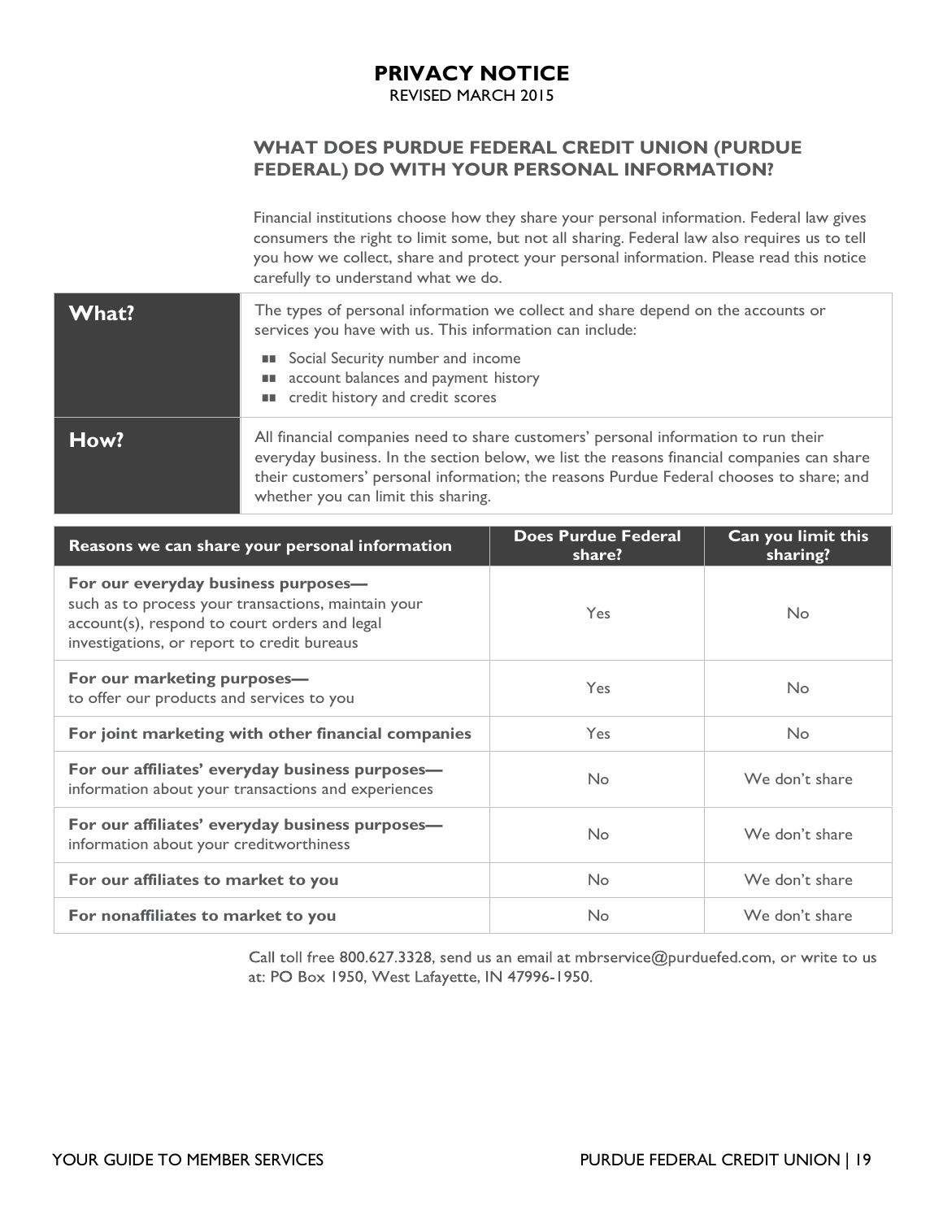# PRIVACY NOTICE

REVISED MARCH 2015

## WHAT DOES PURDUE FEDERAL CREDIT UNION (PURDUE FEDERAL) DO WITH YOUR PERSONAL INFORMATION?

Financial institutions choose how they share your personal information. Federal law gives consumers the right to limit some, but not all sharing. Federal law also requires us to tell you how we collect, share and protect your personal information. Please read this notice carefully to understand what we do.

| | |
|---|---|
| **What?** | The types of personal information we collect and share depend on the accounts or services you have with us. This information can include:<br>■ Social Security number and income<br>■ account balances and payment history<br>■ credit history and credit scores |
| **How?** | All financial companies need to share customers' personal information to run their everyday business. In the section below, we list the reasons financial companies can share their customers' personal information; the reasons Purdue Federal chooses to share; and whether you can limit this sharing. |

| Reasons we can share your personal information | Does Purdue Federal share? | Can you limit this sharing? |
|---|---|---|
| **For our everyday business purposes—** such as to process your transactions, maintain your account(s), respond to court orders and legal investigations, or report to credit bureaus | Yes | No |
| **For our marketing purposes—** to offer our products and services to you | Yes | No |
| **For joint marketing with other financial companies** | Yes | No |
| **For our affiliates' everyday business purposes—** information about your transactions and experiences | No | We don't share |
| **For our affiliates' everyday business purposes—** information about your creditworthiness | No | We don't share |
| **For our affiliates to market to you** | No | We don't share |
| **For nonaffiliates to market to you** | No | We don't share |

Call toll free 800.627.3328, send us an email at mbrservice@purduefed.com, or write to us at: PO Box 1950, West Lafayette, IN 47996-1950.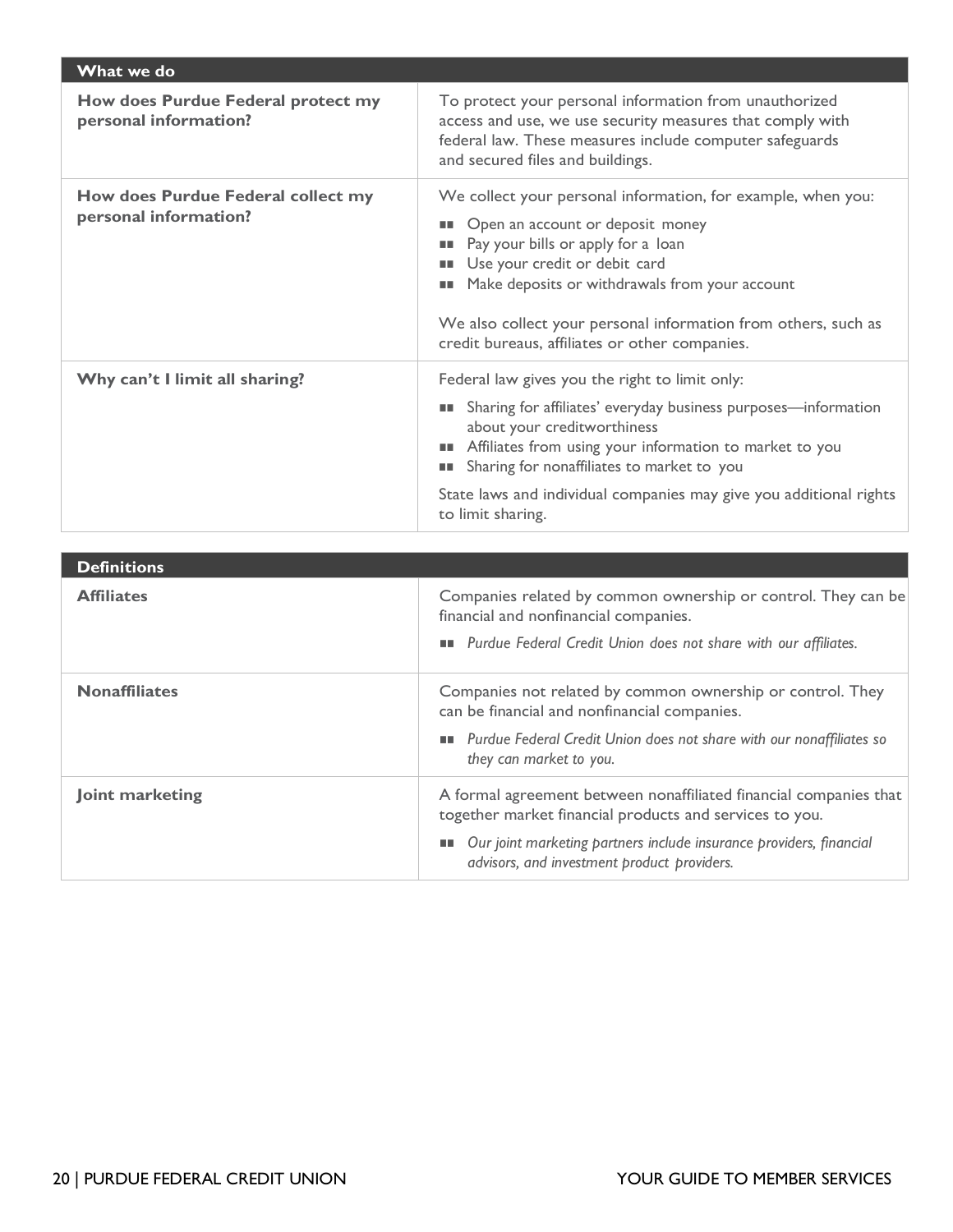| What we do | |
|---|---|
| **How does Purdue Federal protect my personal information?** | To protect your personal information from unauthorized access and use, we use security measures that comply with federal law. These measures include computer safeguards and secured files and buildings. |
| **How does Purdue Federal collect my personal information?** | We collect your personal information, for example, when you:<br>■ Open an account or deposit money<br>■ Pay your bills or apply for a loan<br>■ Use your credit or debit card<br>■ Make deposits or withdrawals from your account<br><br>We also collect your personal information from others, such as credit bureaus, affiliates or other companies. |
| **Why can't I limit all sharing?** | Federal law gives you the right to limit only:<br>■ Sharing for affiliates' everyday business purposes—information about your creditworthiness<br>■ Affiliates from using your information to market to you<br>■ Sharing for nonaffiliates to market to you<br><br>State laws and individual companies may give you additional rights to limit sharing. |

| Definitions | |
|---|---|
| **Affiliates** | Companies related by common ownership or control. They can be financial and nonfinancial companies.<br>■ *Purdue Federal Credit Union does not share with our affiliates.* |
| **Nonaffiliates** | Companies not related by common ownership or control. They can be financial and nonfinancial companies.<br>■ *Purdue Federal Credit Union does not share with our nonaffiliates so they can market to you.* |
| **Joint marketing** | A formal agreement between nonaffiliated financial companies that together market financial products and services to you.<br>■ *Our joint marketing partners include insurance providers, financial advisors, and investment product providers.* |